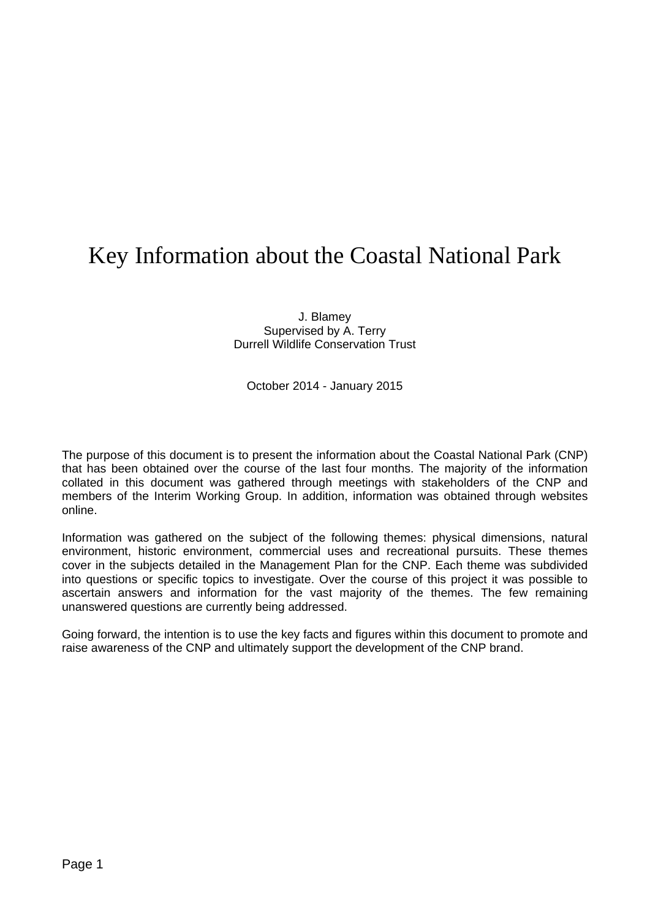# Key Information about the Coastal National Park

J. Blamey
Supervised by A. Terry
Durrell Wildlife Conservation Trust

October 2014 - January 2015

The purpose of this document is to present the information about the Coastal National Park (CNP) that has been obtained over the course of the last four months. The majority of the information collated in this document was gathered through meetings with stakeholders of the CNP and members of the Interim Working Group. In addition, information was obtained through websites online.

Information was gathered on the subject of the following themes: physical dimensions, natural environment, historic environment, commercial uses and recreational pursuits. These themes cover in the subjects detailed in the Management Plan for the CNP. Each theme was subdivided into questions or specific topics to investigate. Over the course of this project it was possible to ascertain answers and information for the vast majority of the themes. The few remaining unanswered questions are currently being addressed.

Going forward, the intention is to use the key facts and figures within this document to promote and raise awareness of the CNP and ultimately support the development of the CNP brand.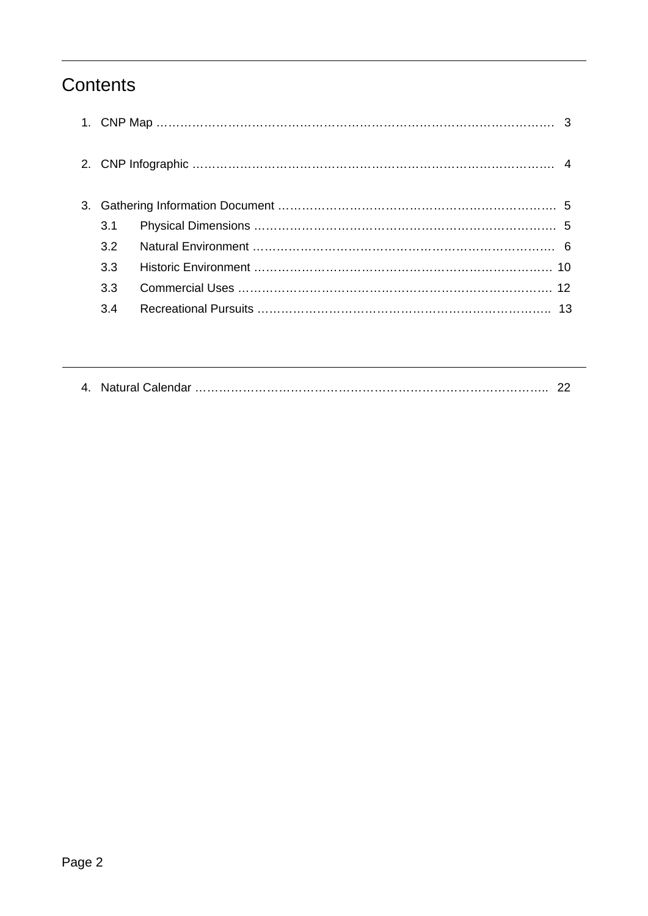# Contents

1. CNP Map ………………………………………………………………………………………… 3

2. CNP Infographic ……………………………………………………………………………… 4

3. Gathering Information Document …………………………………………………………… 5
   - 3.1 Physical Dimensions ………………………………………………………………… 5
   - 3.2 Natural Environment ………………………………………………………………… 6
   - 3.3 Historic Environment ………………………………………………………………… 10
   - 3.3 Commercial Uses …………………………………………………………………… 12
   - 3.4 Recreational Pursuits ……………………………………………………………… 13

---

4. Natural Calendar …………………………………………………………………………… 22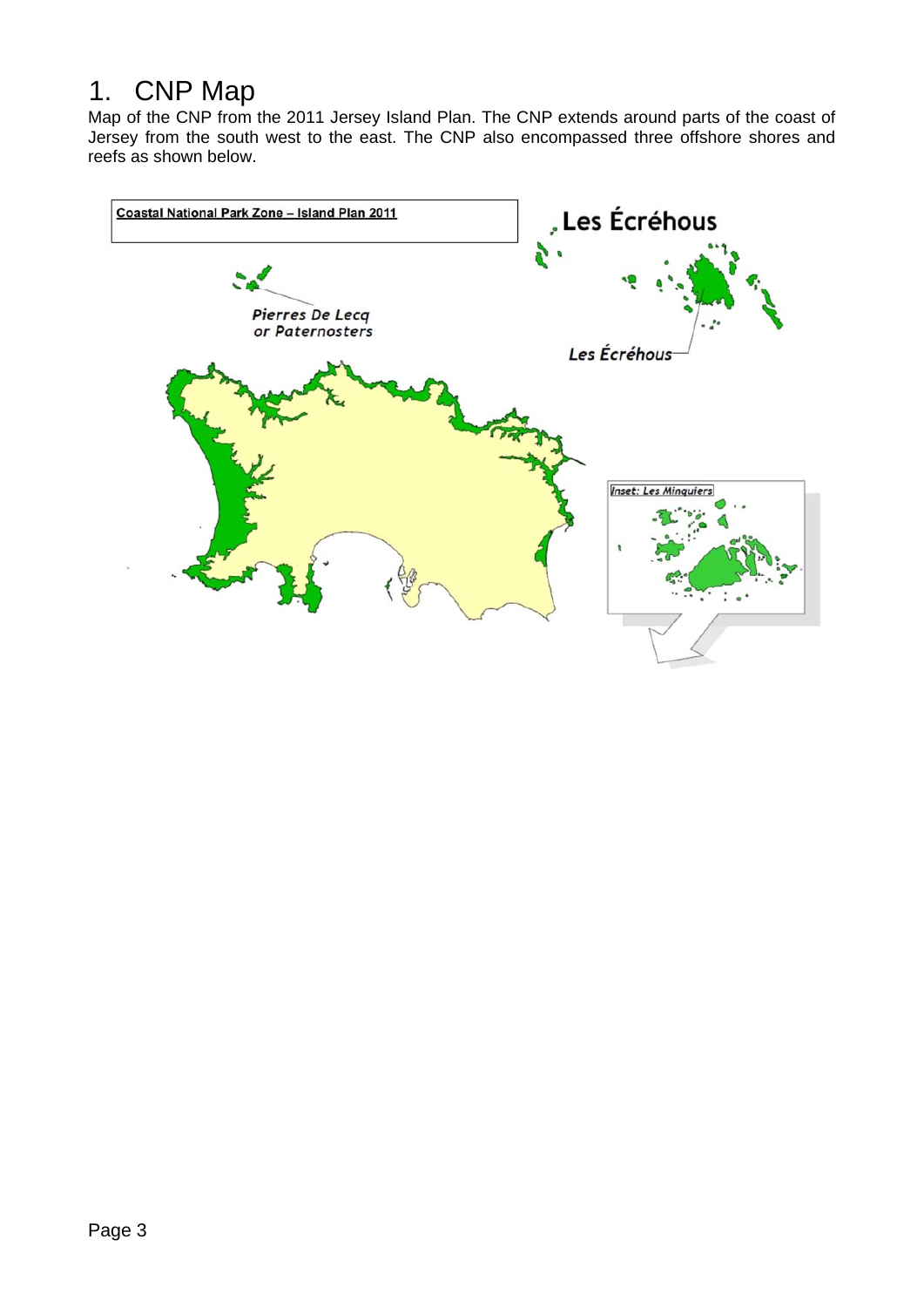# 1. CNP Map

Map of the CNP from the 2011 Jersey Island Plan. The CNP extends around parts of the coast of Jersey from the south west to the east. The CNP also encompassed three offshore shores and reefs as shown below.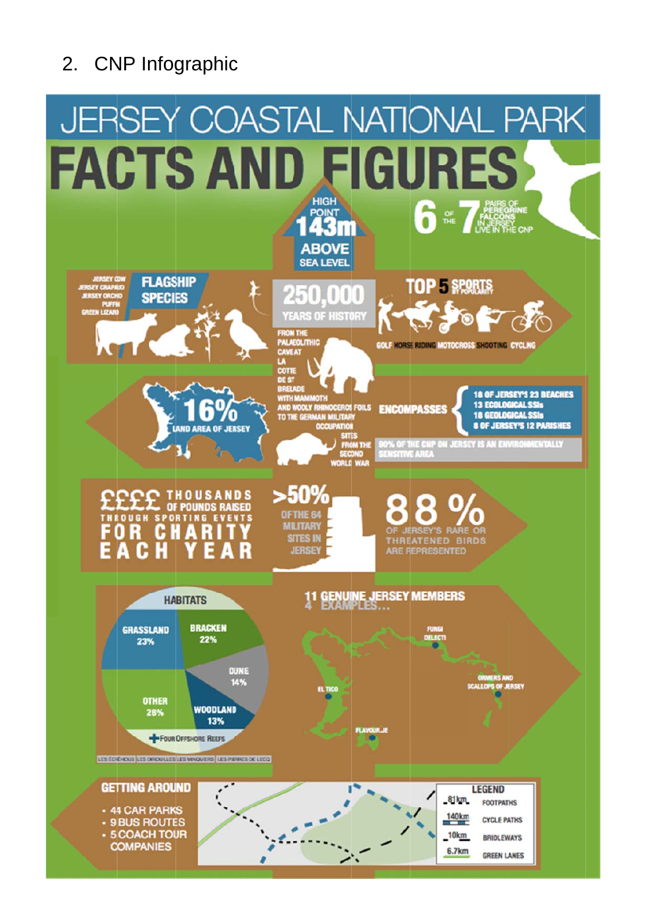## 2. CNP Infographic

# JERSEY COASTAL NATIONAL PARK

# FACTS AND FIGURES

HIGH POINT **143m** ABOVE SEA LEVEL

**6** OF THE **7** PAIRS OF PEREGRINE FALCONS IN JERSEY LIVE IN THE CNP

**FLAGSHIP SPECIES**
- JERSEY COW
- JERSEY CRAPAUD
- JERSEY ORCHID
- PUFFIN
- GREEN LIZARD

**250,000** YEARS OF HISTORY

FROM THE PALAEOLITHIC CAVE AT LA COTTE DE ST BRELADE WITH MAMMOTH AND WOOLY RHINOCEROS FOILS TO THE GERMAN MILITARY OCCUPATION SITES FROM THE SECOND WORLD WAR

**TOP 5 SPORTS** BY POPULARITY

GOLF, HORSE RIDING, MOTOCROSS, SHOOTING, CYCLING

**16%** LAND AREA OF JERSEY

**ENCOMPASSES**
- 18 OF JERSEY'S 23 BEACHES
- 13 ECOLOGICAL SSIs
- 18 GEOLOGICAL SSIs
- 8 OF JERSEY'S 12 PARISHES

90% OF THE CNP ON JERSEY IS AN ENVIRONMENTALLY SENSITIVE AREA

**££££ THOUSANDS OF POUNDS RAISED THROUGH SPORTING EVENTS FOR CHARITY EACH YEAR**

**>50%** OF THE 64 MILITARY SITES IN JERSEY

**88 %** OF JERSEY'S RARE OR THREATENED BIRDS ARE REPRESENTED

**HABITATS**

| Habitat | % |
|---|---|
| GRASSLAND | 23% |
| BRACKEN | 22% |
| DUNE | 14% |
| WOODLAND | 13% |
| OTHER | 28% |

FOUR OFFSHORE REEFS: LES ECREHOUS, LES DIROUILLES, LES MINQUIERS, LES PIERRES DE LECQ

**11 GENUINE JERSEY MEMBERS**
4 EXAMPLES...
- FUNGI DELECTI
- ORMERS AND SCALLOPS OF JERSEY
- EL TICO
- FLAVOUR.JE

**GETTING AROUND**
- 44 CAR PARKS
- 9 BUS ROUTES
- 5 COACH TOUR COMPANIES

**LEGEND**

| Length | Route type |
|---|---|
| 81km | FOOTPATHS |
| 140km | CYCLE PATHS |
| 10km | BRIDLEWAYS |
| 6.7km | GREEN LANES |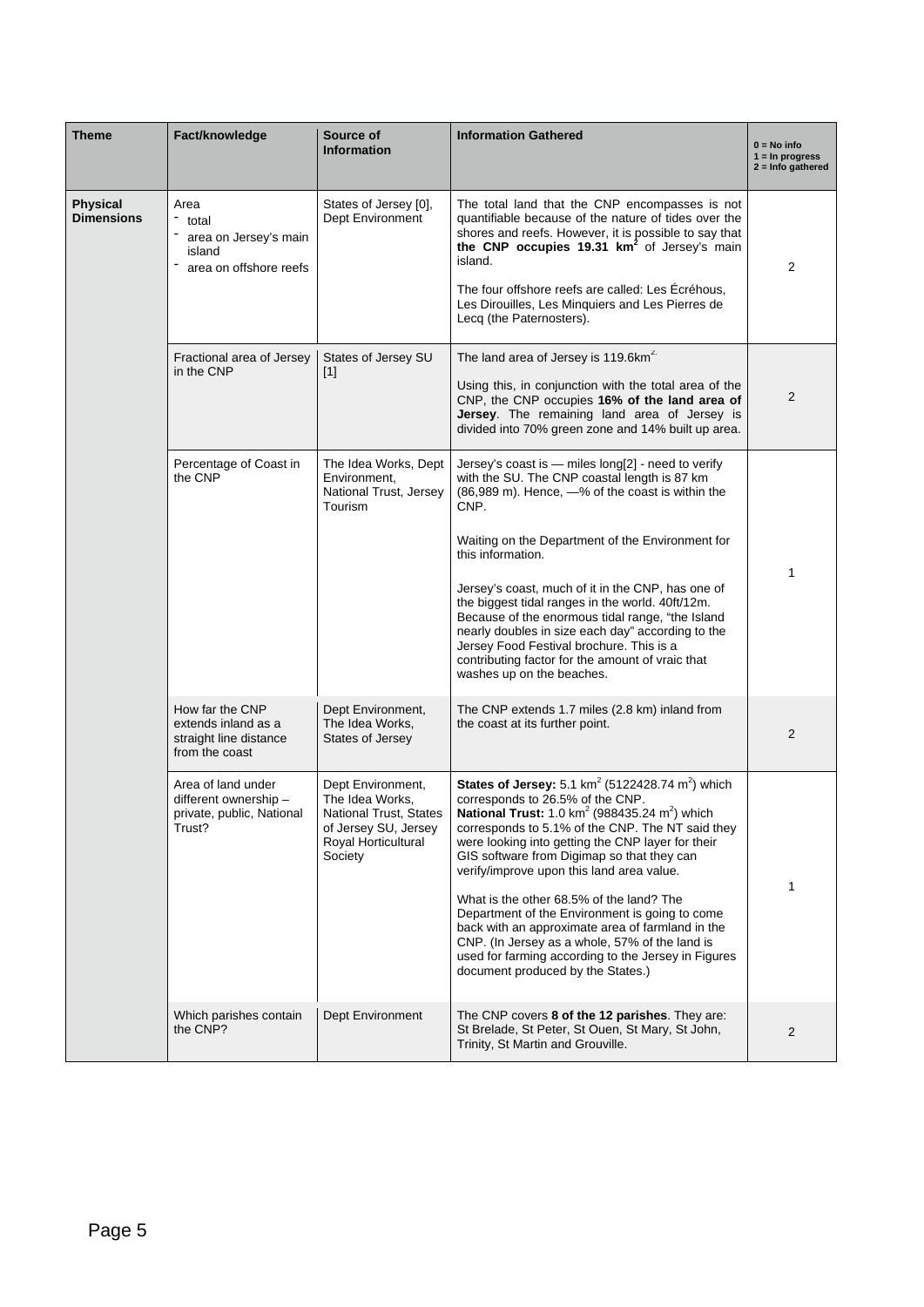| Theme | Fact/knowledge | Source of Information | Information Gathered | 0 = No info 1 = In progress 2 = Info gathered |
|---|---|---|---|---|
| **Physical Dimensions** | Area - total - area on Jersey's main island - area on offshore reefs | States of Jersey [0], Dept Environment | The total land that the CNP encompasses is not quantifiable because of the nature of tides over the shores and reefs. However, it is possible to say that **the CNP occupies 19.31 km$^2$** of Jersey's main island. The four offshore reefs are called: Les Écréhous, Les Dirouilles, Les Minquiers and Les Pierres de Lecq (the Paternosters). | 2 |
| | Fractional area of Jersey in the CNP | States of Jersey SU [1] | The land area of Jersey is 119.6km$^2$. Using this, in conjunction with the total area of the CNP, the CNP occupies **16% of the land area of Jersey**. The remaining land area of Jersey is divided into 70% green zone and 14% built up area. | 2 |
| | Percentage of Coast in the CNP | The Idea Works, Dept Environment, National Trust, Jersey Tourism | Jersey's coast is — miles long[2] - need to verify with the SU. The CNP coastal length is 87 km (86,989 m). Hence, —% of the coast is within the CNP. Waiting on the Department of the Environment for this information. Jersey's coast, much of it in the CNP, has one of the biggest tidal ranges in the world. 40ft/12m. Because of the enormous tidal range, "the Island nearly doubles in size each day" according to the Jersey Food Festival brochure. This is a contributing factor for the amount of vraic that washes up on the beaches. | 1 |
| | How far the CNP extends inland as a straight line distance from the coast | Dept Environment, The Idea Works, States of Jersey | The CNP extends 1.7 miles (2.8 km) inland from the coast at its further point. | 2 |
| | Area of land under different ownership – private, public, National Trust? | Dept Environment, The Idea Works, National Trust, States of Jersey SU, Jersey Royal Horticultural Society | **States of Jersey:** 5.1 km$^2$ (5122428.74 m$^2$) which corresponds to 26.5% of the CNP. **National Trust:** 1.0 km$^2$ (988435.24 m$^2$) which corresponds to 5.1% of the CNP. The NT said they were looking into getting the CNP layer for their GIS software from Digimap so that they can verify/improve upon this land area value. What is the other 68.5% of the land? The Department of the Environment is going to come back with an approximate area of farmland in the CNP. (In Jersey as a whole, 57% of the land is used for farming according to the Jersey in Figures document produced by the States.) | 1 |
| | Which parishes contain the CNP? | Dept Environment | The CNP covers **8 of the 12 parishes**. They are: St Brelade, St Peter, St Ouen, St Mary, St John, Trinity, St Martin and Grouville. | 2 |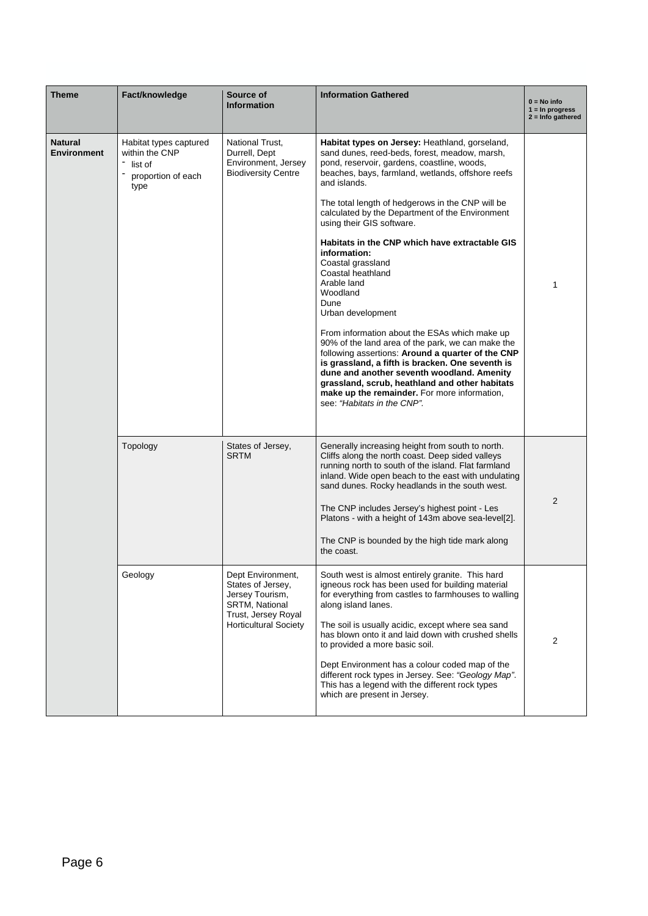| Theme | Fact/knowledge | Source of Information | Information Gathered | 0 = No info<br>1 = In progress<br>2 = Info gathered |
|---|---|---|---|---|
| **Natural Environment** | Habitat types captured within the CNP<br>- list of<br>- proportion of each type | National Trust, Durrell, Dept Environment, Jersey Biodiversity Centre | **Habitat types on Jersey:** Heathland, gorseland, sand dunes, reed-beds, forest, meadow, marsh, pond, reservoir, gardens, coastline, woods, beaches, bays, farmland, wetlands, offshore reefs and islands.<br><br>The total length of hedgerows in the CNP will be calculated by the Department of the Environment using their GIS software.<br><br>**Habitats in the CNP which have extractable GIS information:**<br>Coastal grassland<br>Coastal heathland<br>Arable land<br>Woodland<br>Dune<br>Urban development<br><br>From information about the ESAs which make up 90% of the land area of the park, we can make the following assertions: **Around a quarter of the CNP is grassland, a fifth is bracken. One seventh is dune and another seventh woodland. Amenity grassland, scrub, heathland and other habitats make up the remainder.** For more information, see: *"Habitats in the CNP".* | 1 |
| | Topology | States of Jersey, SRTM | Generally increasing height from south to north. Cliffs along the north coast. Deep sided valleys running north to south of the island. Flat farmland inland. Wide open beach to the east with undulating sand dunes. Rocky headlands in the south west.<br><br>The CNP includes Jersey's highest point - Les Platons - with a height of 143m above sea-level[2].<br><br>The CNP is bounded by the high tide mark along the coast. | 2 |
| | Geology | Dept Environment, States of Jersey, Jersey Tourism, SRTM, National Trust, Jersey Royal Horticultural Society | South west is almost entirely granite. This hard igneous rock has been used for building material for everything from castles to farmhouses to walling along island lanes.<br><br>The soil is usually acidic, except where sea sand has blown onto it and laid down with crushed shells to provided a more basic soil.<br><br>Dept Environment has a colour coded map of the different rock types in Jersey. See: *"Geology Map"*. This has a legend with the different rock types which are present in Jersey. | 2 |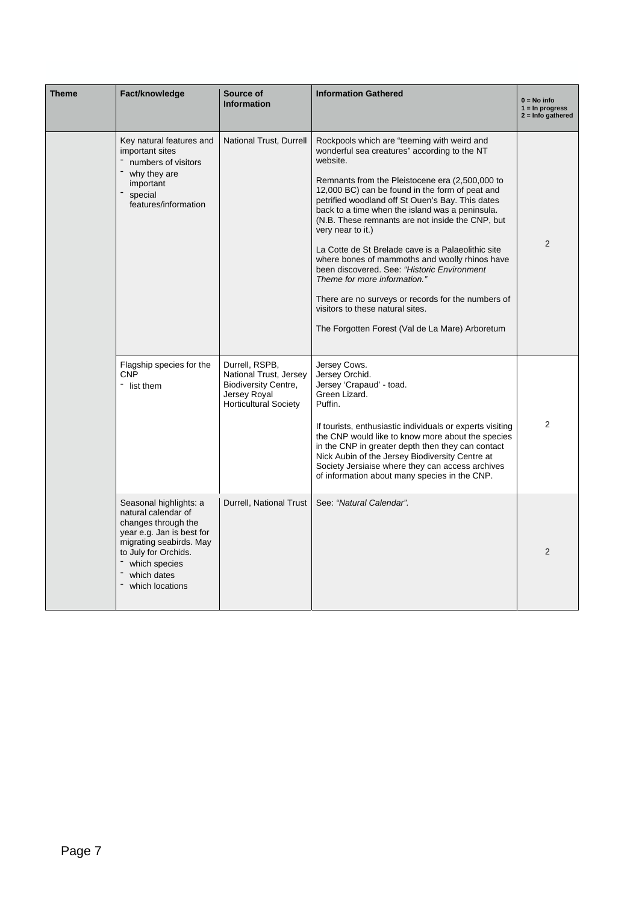| Theme | Fact/knowledge | Source of Information | Information Gathered | 0 = No info<br>1 = In progress<br>2 = Info gathered |
|---|---|---|---|---|
| | Key natural features and important sites<br>- numbers of visitors<br>- why they are important<br>- special features/information | National Trust, Durrell | Rockpools which are "teeming with weird and wonderful sea creatures" according to the NT website.<br><br>Remnants from the Pleistocene era (2,500,000 to 12,000 BC) can be found in the form of peat and petrified woodland off St Ouen's Bay. This dates back to a time when the island was a peninsula. (N.B. These remnants are not inside the CNP, but very near to it.)<br><br>La Cotte de St Brelade cave is a Palaeolithic site where bones of mammoths and woolly rhinos have been discovered. See: *"Historic Environment Theme for more information."*<br><br>There are no surveys or records for the numbers of visitors to these natural sites.<br><br>The Forgotten Forest (Val de La Mare) Arboretum | 2 |
| | Flagship species for the CNP<br>- list them | Durrell, RSPB, National Trust, Jersey Biodiversity Centre, Jersey Royal Horticultural Society | Jersey Cows.<br>Jersey Orchid.<br>Jersey 'Crapaud' - toad.<br>Green Lizard.<br>Puffin.<br><br>If tourists, enthusiastic individuals or experts visiting the CNP would like to know more about the species in the CNP in greater depth then they can contact Nick Aubin of the Jersey Biodiversity Centre at Society Jersiaise where they can access archives of information about many species in the CNP. | 2 |
| | Seasonal highlights: a natural calendar of changes through the year e.g. Jan is best for migrating seabirds. May to July for Orchids.<br>- which species<br>- which dates<br>- which locations | Durrell, National Trust | See: *"Natural Calendar".* | 2 |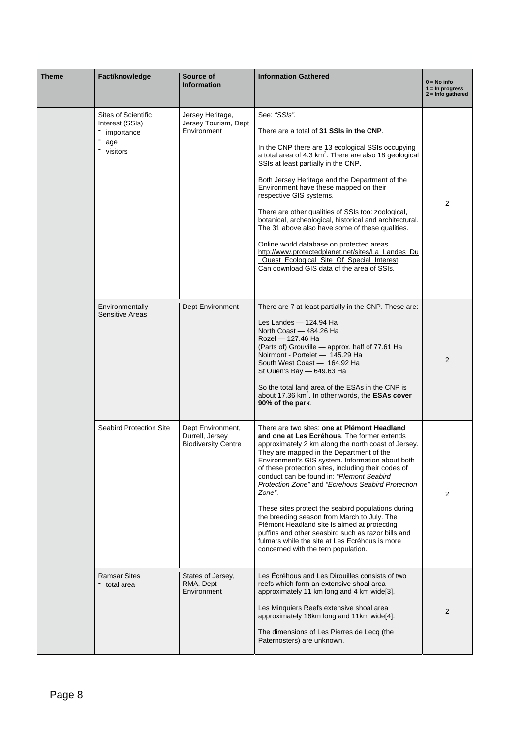| Theme | Fact/knowledge | Source of Information | Information Gathered | 0 = No info<br>1 = In progress<br>2 = Info gathered |
|---|---|---|---|---|
| | Sites of Scientific Interest (SSIs)<br>- importance<br>- age<br>- visitors | Jersey Heritage, Jersey Tourism, Dept Environment | See: *"SSIs"*.<br><br>There are a total of **31 SSIs in the CNP**.<br><br>In the CNP there are 13 ecological SSIs occupying a total area of 4.3 $km^2$. There are also 18 geological SSIs at least partially in the CNP.<br><br>Both Jersey Heritage and the Department of the Environment have these mapped on their respective GIS systems.<br><br>There are other qualities of SSIs too: zoological, botanical, archeological, historical and architectural. The 31 above also have some of these qualities.<br><br>Online world database on protected areas http://www.protectedplanet.net/sites/La_Landes_Du_Ouest_Ecological_Site_Of_Special_Interest Can download GIS data of the area of SSIs. | 2 |
| | Environmentally Sensitive Areas | Dept Environment | There are 7 at least partially in the CNP. These are:<br><br>Les Landes — 124.94 Ha<br>North Coast — 484.26 Ha<br>Rozel — 127.46 Ha<br>(Parts of) Grouville — approx. half of 77.61 Ha<br>Noirmont - Portelet — 145.29 Ha<br>South West Coast — 164.92 Ha<br>St Ouen's Bay — 649.63 Ha<br><br>So the total land area of the ESAs in the CNP is about 17.36 $km^2$. In other words, the **ESAs cover 90% of the park**. | 2 |
| | Seabird Protection Site | Dept Environment, Durrell, Jersey Biodiversity Centre | There are two sites: **one at Plémont Headland and one at Les Ecréhous**. The former extends approximately 2 km along the north coast of Jersey. They are mapped in the Department of the Environment's GIS system. Information about both of these protection sites, including their codes of conduct can be found in: *"Plemont Seabird Protection Zone"* and *"Ecrehous Seabird Protection Zone"*.<br><br>These sites protect the seabird populations during the breeding season from March to July. The Plémont Headland site is aimed at protecting puffins and other seasbird such as razor bills and fulmars while the site at Les Ecréhous is more concerned with the tern population. | 2 |
| | Ramsar Sites<br>- total area | States of Jersey, RMA, Dept Environment | Les Écréhous and Les Dirouilles consists of two reefs which form an extensive shoal area approximately 11 km long and 4 km wide[3].<br><br>Les Minquiers Reefs extensive shoal area approximately 16km long and 11km wide[4].<br><br>The dimensions of Les Pierres de Lecq (the Paternosters) are unknown. | 2 |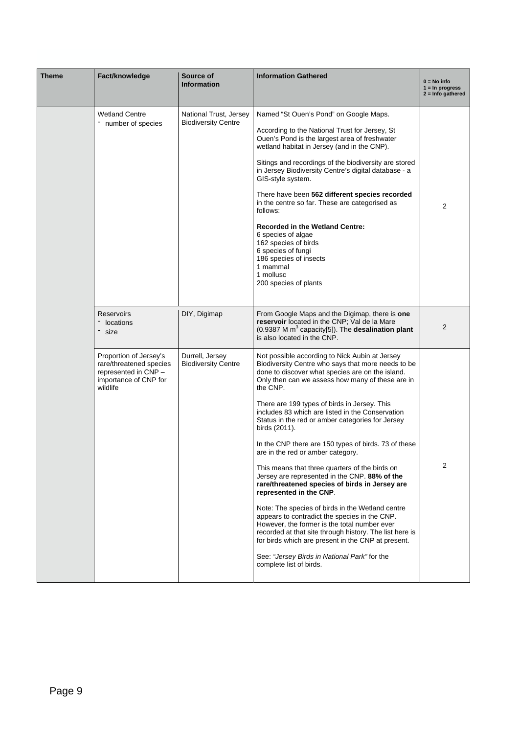| Theme | Fact/knowledge | Source of Information | Information Gathered | 0 = No info<br>1 = In progress<br>2 = Info gathered |
|---|---|---|---|---|
| | Wetland Centre<br>- number of species | National Trust, Jersey Biodiversity Centre | Named "St Ouen's Pond" on Google Maps.<br><br>According to the National Trust for Jersey, St Ouen's Pond is the largest area of freshwater wetland habitat in Jersey (and in the CNP).<br><br>Sitings and recordings of the biodiversity are stored in Jersey Biodiversity Centre's digital database - a GIS-style system.<br><br>There have been **562 different species recorded** in the centre so far. These are categorised as follows:<br><br>**Recorded in the Wetland Centre:**<br>6 species of algae<br>162 species of birds<br>6 species of fungi<br>186 species of insects<br>1 mammal<br>1 mollusc<br>200 species of plants | 2 |
| | Reservoirs<br>- locations<br>- size | DIY, Digimap | From Google Maps and the Digimap, there is **one reservoir** located in the CNP; Val de la Mare (0.9387 M $m^3$ capacity[5]). The **desalination plant** is also located in the CNP. | 2 |
| | Proportion of Jersey's rare/threatened species represented in CNP – importance of CNP for wildlife | Durrell, Jersey Biodiversity Centre | Not possible according to Nick Aubin at Jersey Biodiversity Centre who says that more needs to be done to discover what species are on the island. Only then can we assess how many of these are in the CNP.<br><br>There are 199 types of birds in Jersey. This includes 83 which are listed in the Conservation Status in the red or amber categories for Jersey birds (2011).<br><br>In the CNP there are 150 types of birds. 73 of these are in the red or amber category.<br><br>This means that three quarters of the birds on Jersey are represented in the CNP. **88% of the rare/threatened species of birds in Jersey are represented in the CNP**.<br><br>Note: The species of birds in the Wetland centre appears to contradict the species in the CNP. However, the former is the total number ever recorded at that site through history. The list here is for birds which are present in the CNP at present.<br><br>See: *"Jersey Birds in National Park"* for the complete list of birds. | 2 |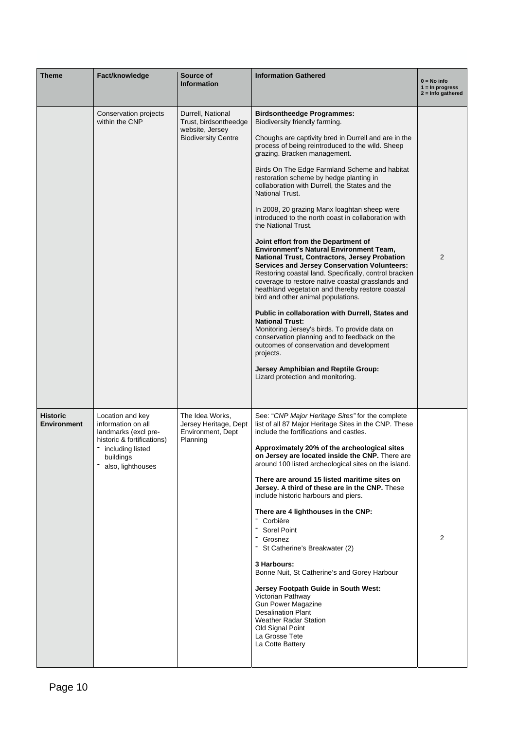| Theme | Fact/knowledge | Source of Information | Information Gathered | 0 = No info<br>1 = In progress<br>2 = Info gathered |
|---|---|---|---|---|
| | Conservation projects within the CNP | Durrell, National Trust, birdsontheedge website, Jersey Biodiversity Centre | **Birdsontheedge Programmes:**<br>Biodiversity friendly farming.<br><br>Choughs are captivity bred in Durrell and are in the process of being reintroduced to the wild. Sheep grazing. Bracken management.<br><br>Birds On The Edge Farmland Scheme and habitat restoration scheme by hedge planting in collaboration with Durrell, the States and the National Trust.<br><br>In 2008, 20 grazing Manx loaghtan sheep were introduced to the north coast in collaboration with the National Trust.<br><br>**Joint effort from the Department of Environment's Natural Environment Team, National Trust, Contractors, Jersey Probation Services and Jersey Conservation Volunteers:**<br>Restoring coastal land. Specifically, control bracken coverage to restore native coastal grasslands and heathland vegetation and thereby restore coastal bird and other animal populations.<br><br>**Public in collaboration with Durrell, States and National Trust:**<br>Monitoring Jersey's birds. To provide data on conservation planning and to feedback on the outcomes of conservation and development projects.<br><br>**Jersey Amphibian and Reptile Group:**<br>Lizard protection and monitoring. | 2 |
| **Historic Environment** | Location and key information on all landmarks (excl pre-historic & fortifications)<br>- including listed buildings<br>- also, lighthouses | The Idea Works, Jersey Heritage, Dept Environment, Dept Planning | See: "*CNP Major Heritage Sites*" for the complete list of all 87 Major Heritage Sites in the CNP. These include the fortifications and castles.<br><br>**Approximately 20% of the archeological sites on Jersey are located inside the CNP.** There are around 100 listed archeological sites on the island.<br><br>**There are around 15 listed maritime sites on Jersey. A third of these are in the CNP.** These include historic harbours and piers.<br><br>**There are 4 lighthouses in the CNP:**<br>- Corbière<br>- Sorel Point<br>- Grosnez<br>- St Catherine's Breakwater (2)<br><br>**3 Harbours:**<br>Bonne Nuit, St Catherine's and Gorey Harbour<br><br>**Jersey Footpath Guide in South West:**<br>Victorian Pathway<br>Gun Power Magazine<br>Desalination Plant<br>Weather Radar Station<br>Old Signal Point<br>La Grosse Tete<br>La Cotte Battery | 2 |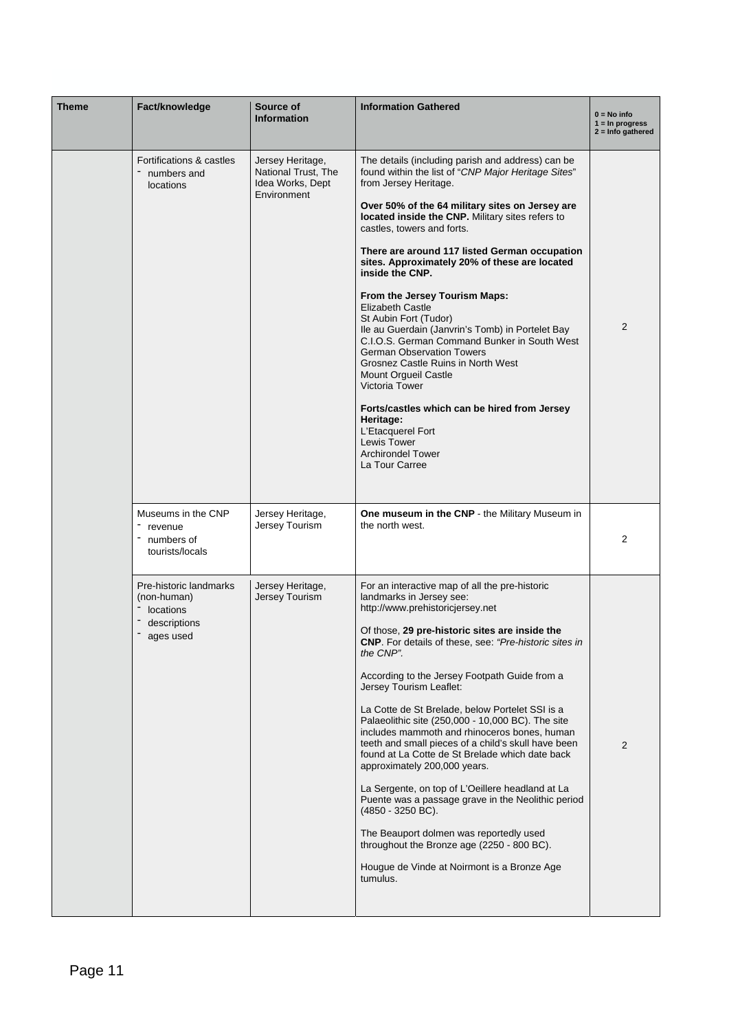| Theme | Fact/knowledge | Source of Information | Information Gathered | 0 = No info<br>1 = In progress<br>2 = Info gathered |
|---|---|---|---|---|
| | Fortifications & castles<br>- numbers and locations | Jersey Heritage, National Trust, The Idea Works, Dept Environment | The details (including parish and address) can be found within the list of "*CNP Major Heritage Sites*" from Jersey Heritage.<br><br>**Over 50% of the 64 military sites on Jersey are located inside the CNP.** Military sites refers to castles, towers and forts.<br><br>**There are around 117 listed German occupation sites. Approximately 20% of these are located inside the CNP.**<br><br>**From the Jersey Tourism Maps:**<br>Elizabeth Castle<br>St Aubin Fort (Tudor)<br>Ile au Guerdain (Janvrin's Tomb) in Portelet Bay<br>C.I.O.S. German Command Bunker in South West<br>German Observation Towers<br>Grosnez Castle Ruins in North West<br>Mount Orgueil Castle<br>Victoria Tower<br><br>**Forts/castles which can be hired from Jersey Heritage:**<br>L'Etacquerel Fort<br>Lewis Tower<br>Archirondel Tower<br>La Tour Carree | 2 |
| | Museums in the CNP<br>- revenue<br>- numbers of tourists/locals | Jersey Heritage, Jersey Tourism | **One museum in the CNP** - the Military Museum in the north west. | 2 |
| | Pre-historic landmarks (non-human)<br>- locations<br>- descriptions<br>- ages used | Jersey Heritage, Jersey Tourism | For an interactive map of all the pre-historic landmarks in Jersey see: http://www.prehistoricjersey.net<br><br>Of those, **29 pre-historic sites are inside the CNP**. For details of these, see: *"Pre-historic sites in the CNP"*.<br><br>According to the Jersey Footpath Guide from a Jersey Tourism Leaflet:<br><br>La Cotte de St Brelade, below Portelet SSI is a Palaeolithic site (250,000 - 10,000 BC). The site includes mammoth and rhinoceros bones, human teeth and small pieces of a child's skull have been found at La Cotte de St Brelade which date back approximately 200,000 years.<br><br>La Sergente, on top of L'Oeillere headland at La Puente was a passage grave in the Neolithic period (4850 - 3250 BC).<br><br>The Beauport dolmen was reportedly used throughout the Bronze age (2250 - 800 BC).<br><br>Hougue de Vinde at Noirmont is a Bronze Age tumulus. | 2 |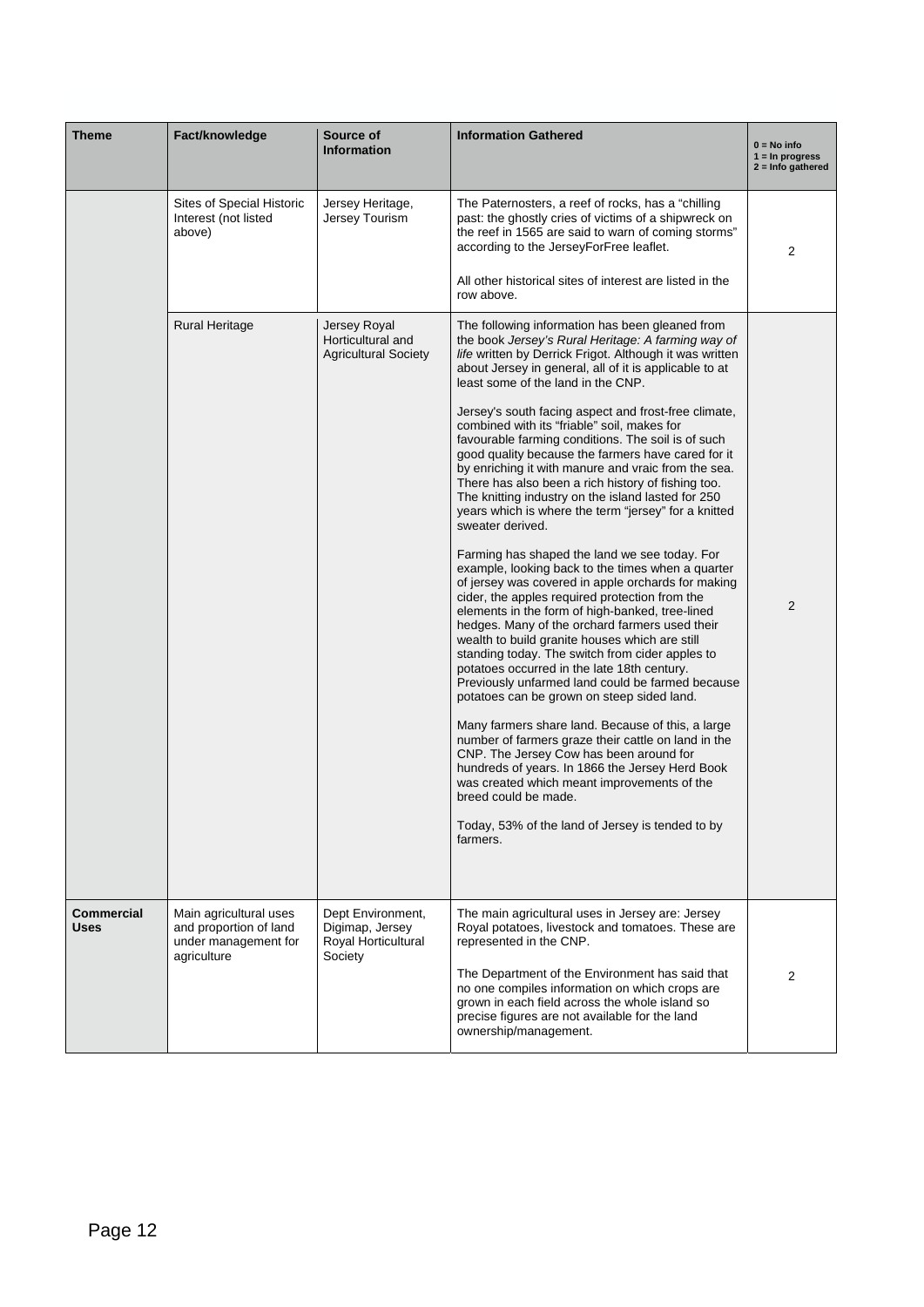| Theme | Fact/knowledge | Source of Information | Information Gathered | 0 = No info<br>1 = In progress<br>2 = Info gathered |
|---|---|---|---|---|
| | Sites of Special Historic Interest (not listed above) | Jersey Heritage, Jersey Tourism | The Paternosters, a reef of rocks, has a "chilling past: the ghostly cries of victims of a shipwreck on the reef in 1565 are said to warn of coming storms" according to the JerseyForFree leaflet.<br><br>All other historical sites of interest are listed in the row above. | 2 |
| | Rural Heritage | Jersey Royal Horticultural and Agricultural Society | The following information has been gleaned from the book *Jersey's Rural Heritage: A farming way of life* written by Derrick Frigot. Although it was written about Jersey in general, all of it is applicable to at least some of the land in the CNP.<br><br>Jersey's south facing aspect and frost-free climate, combined with its "friable" soil, makes for favourable farming conditions. The soil is of such good quality because the farmers have cared for it by enriching it with manure and vraic from the sea. There has also been a rich history of fishing too. The knitting industry on the island lasted for 250 years which is where the term "jersey" for a knitted sweater derived.<br><br>Farming has shaped the land we see today. For example, looking back to the times when a quarter of jersey was covered in apple orchards for making cider, the apples required protection from the elements in the form of high-banked, tree-lined hedges. Many of the orchard farmers used their wealth to build granite houses which are still standing today. The switch from cider apples to potatoes occurred in the late 18th century. Previously unfarmed land could be farmed because potatoes can be grown on steep sided land.<br><br>Many farmers share land. Because of this, a large number of farmers graze their cattle on land in the CNP. The Jersey Cow has been around for hundreds of years. In 1866 the Jersey Herd Book was created which meant improvements of the breed could be made.<br><br>Today, 53% of the land of Jersey is tended to by farmers. | 2 |
| **Commercial Uses** | Main agricultural uses and proportion of land under management for agriculture | Dept Environment, Digimap, Jersey Royal Horticultural Society | The main agricultural uses in Jersey are: Jersey Royal potatoes, livestock and tomatoes. These are represented in the CNP.<br><br>The Department of the Environment has said that no one compiles information on which crops are grown in each field across the whole island so precise figures are not available for the land ownership/management. | 2 |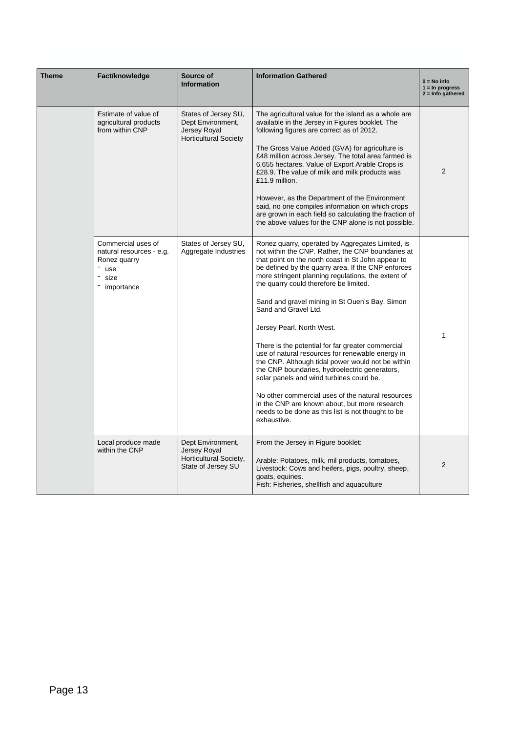| Theme | Fact/knowledge | Source of Information | Information Gathered | 0 = No info<br>1 = In progress<br>2 = Info gathered |
|---|---|---|---|---|
| | Estimate of value of agricultural products from within CNP | States of Jersey SU, Dept Environment, Jersey Royal Horticultural Society | The agricultural value for the island as a whole are available in the Jersey in Figures booklet. The following figures are correct as of 2012.<br><br>The Gross Value Added (GVA) for agriculture is £48 million across Jersey. The total area farmed is 6,655 hectares. Value of Export Arable Crops is £28.9. The value of milk and milk products was £11.9 million.<br><br>However, as the Department of the Environment said, no one compiles information on which crops are grown in each field so calculating the fraction of the above values for the CNP alone is not possible. | 2 |
| | Commercial uses of natural resources - e.g. Ronez quarry<br>- use<br>- size<br>- importance | States of Jersey SU, Aggregate Industries | Ronez quarry, operated by Aggregates Limited, is not within the CNP. Rather, the CNP boundaries at that point on the north coast in St John appear to be defined by the quarry area. If the CNP enforces more stringent planning regulations, the extent of the quarry could therefore be limited.<br><br>Sand and gravel mining in St Ouen's Bay. Simon Sand and Gravel Ltd.<br><br>Jersey Pearl. North West.<br><br>There is the potential for far greater commercial use of natural resources for renewable energy in the CNP. Although tidal power would not be within the CNP boundaries, hydroelectric generators, solar panels and wind turbines could be.<br><br>No other commercial uses of the natural resources in the CNP are known about, but more research needs to be done as this list is not thought to be exhaustive. | 1 |
| | Local produce made within the CNP | Dept Environment, Jersey Royal Horticultural Society, State of Jersey SU | From the Jersey in Figure booklet:<br><br>Arable: Potatoes, milk, mil products, tomatoes,<br>Livestock: Cows and heifers, pigs, poultry, sheep, goats, equines.<br>Fish: Fisheries, shellfish and aquaculture | 2 |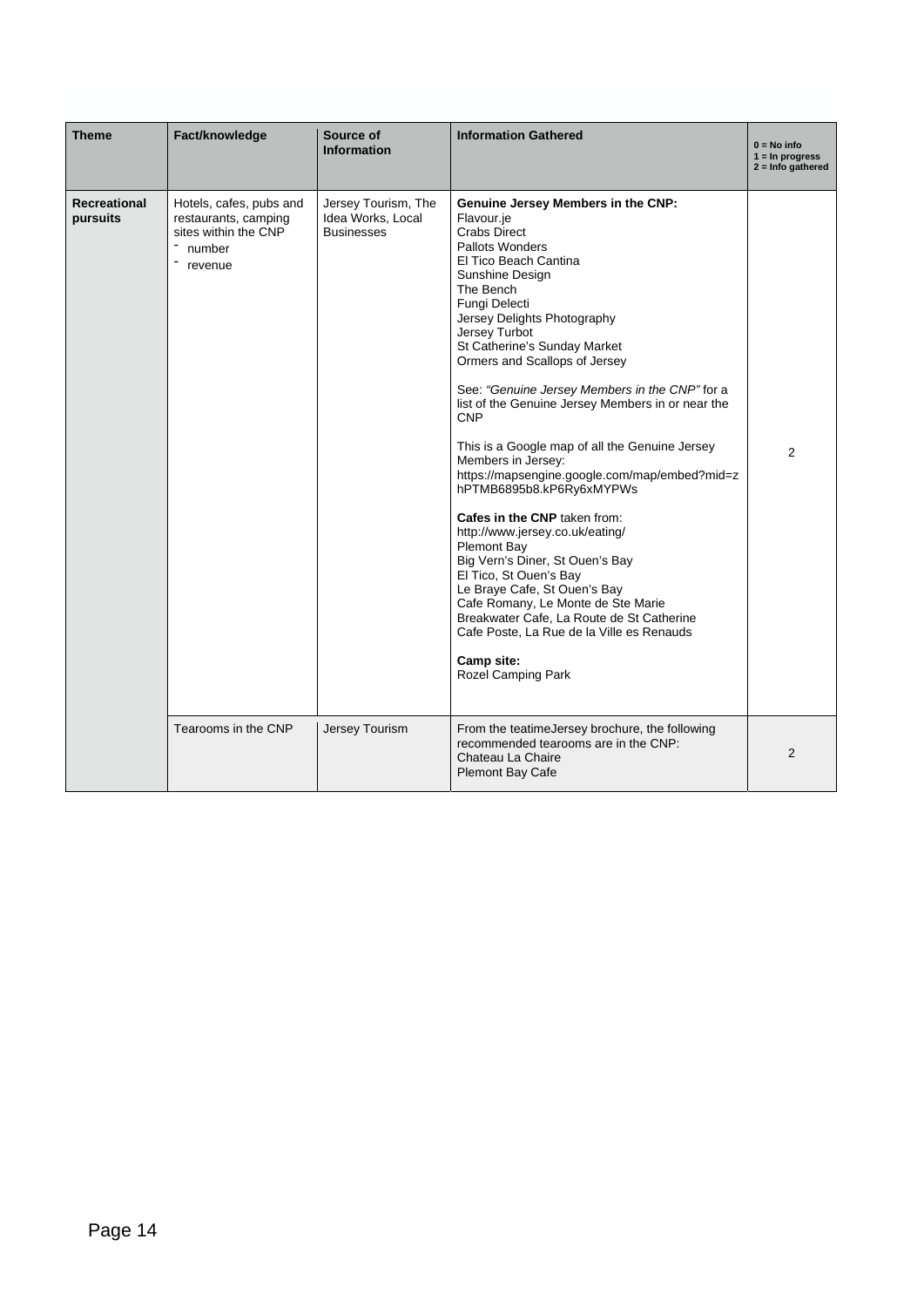| Theme | Fact/knowledge | Source of Information | Information Gathered | 0 = No info<br>1 = In progress<br>2 = Info gathered |
|---|---|---|---|---|
| **Recreational pursuits** | Hotels, cafes, pubs and restaurants, camping sites within the CNP<br>- number<br>- revenue | Jersey Tourism, The Idea Works, Local Businesses | **Genuine Jersey Members in the CNP:**<br>Flavour.je<br>Crabs Direct<br>Pallots Wonders<br>El Tico Beach Cantina<br>Sunshine Design<br>The Bench<br>Fungi Delecti<br>Jersey Delights Photography<br>Jersey Turbot<br>St Catherine's Sunday Market<br>Ormers and Scallops of Jersey<br><br>See: *"Genuine Jersey Members in the CNP"* for a list of the Genuine Jersey Members in or near the CNP<br><br>This is a Google map of all the Genuine Jersey Members in Jersey:<br>https://mapsengine.google.com/map/embed?mid=zhPTMB6895b8.kP6Ry6xMYPWs<br><br>**Cafes in the CNP** taken from:<br>http://www.jersey.co.uk/eating/<br>Plemont Bay<br>Big Vern's Diner, St Ouen's Bay<br>El Tico, St Ouen's Bay<br>Le Braye Cafe, St Ouen's Bay<br>Cafe Romany, Le Monte de Ste Marie<br>Breakwater Cafe, La Route de St Catherine<br>Cafe Poste, La Rue de la Ville es Renauds<br><br>**Camp site:**<br>Rozel Camping Park | 2 |
| | Tearooms in the CNP | Jersey Tourism | From the teatimeJersey brochure, the following recommended tearooms are in the CNP:<br>Chateau La Chaire<br>Plemont Bay Cafe | 2 |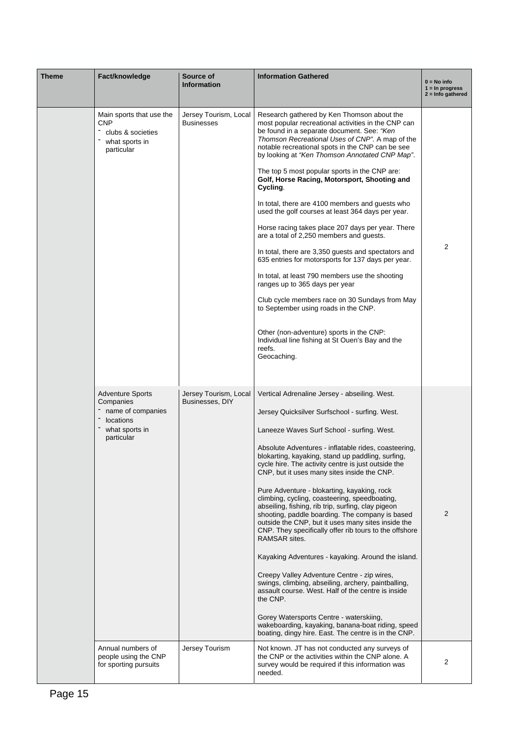| Theme | Fact/knowledge | Source of Information | Information Gathered | 0 = No info<br>1 = In progress<br>2 = Info gathered |
|---|---|---|---|---|
| | Main sports that use the CNP<br>- clubs & societies<br>- what sports in particular | Jersey Tourism, Local Businesses | Research gathered by Ken Thomson about the most popular recreational activities in the CNP can be found in a separate document. See: *"Ken Thomson Recreational Uses of CNP"*. A map of the notable recreational spots in the CNP can be see by looking at *"Ken Thomson Annotated CNP Map"*.<br><br>The top 5 most popular sports in the CNP are: **Golf, Horse Racing, Motorsport, Shooting and Cycling**.<br><br>In total, there are 4100 members and guests who used the golf courses at least 364 days per year.<br><br>Horse racing takes place 207 days per year. There are a total of 2,250 members and guests.<br><br>In total, there are 3,350 guests and spectators and 635 entries for motorsports for 137 days per year.<br><br>In total, at least 790 members use the shooting ranges up to 365 days per year<br><br>Club cycle members race on 30 Sundays from May to September using roads in the CNP.<br><br>Other (non-adventure) sports in the CNP:<br>Individual line fishing at St Ouen's Bay and the reefs.<br>Geocaching. | 2 |
| | Adventure Sports Companies<br>- name of companies<br>- locations<br>- what sports in particular | Jersey Tourism, Local Businesses, DIY | Vertical Adrenaline Jersey - abseiling. West.<br><br>Jersey Quicksilver Surfschool - surfing. West.<br><br>Laneeze Waves Surf School - surfing. West.<br><br>Absolute Adventures - inflatable rides, coasteering, blokarting, kayaking, stand up paddling, surfing, cycle hire. The activity centre is just outside the CNP, but it uses many sites inside the CNP.<br><br>Pure Adventure - blokarting, kayaking, rock climbing, cycling, coasteering, speedboating, abseiling, fishing, rib trip, surfing, clay pigeon shooting, paddle boarding. The company is based outside the CNP, but it uses many sites inside the CNP. They specifically offer rib tours to the offshore RAMSAR sites.<br><br>Kayaking Adventures - kayaking. Around the island.<br><br>Creepy Valley Adventure Centre - zip wires, swings, climbing, abseiling, archery, paintballing, assault course. West. Half of the centre is inside the CNP.<br><br>Gorey Watersports Centre - waterskiing, wakeboarding, kayaking, banana-boat riding, speed boating, dingy hire. East. The centre is in the CNP. | 2 |
| | Annual numbers of people using the CNP for sporting pursuits | Jersey Tourism | Not known. JT has not conducted any surveys of the CNP or the activities within the CNP alone. A survey would be required if this information was needed. | 2 |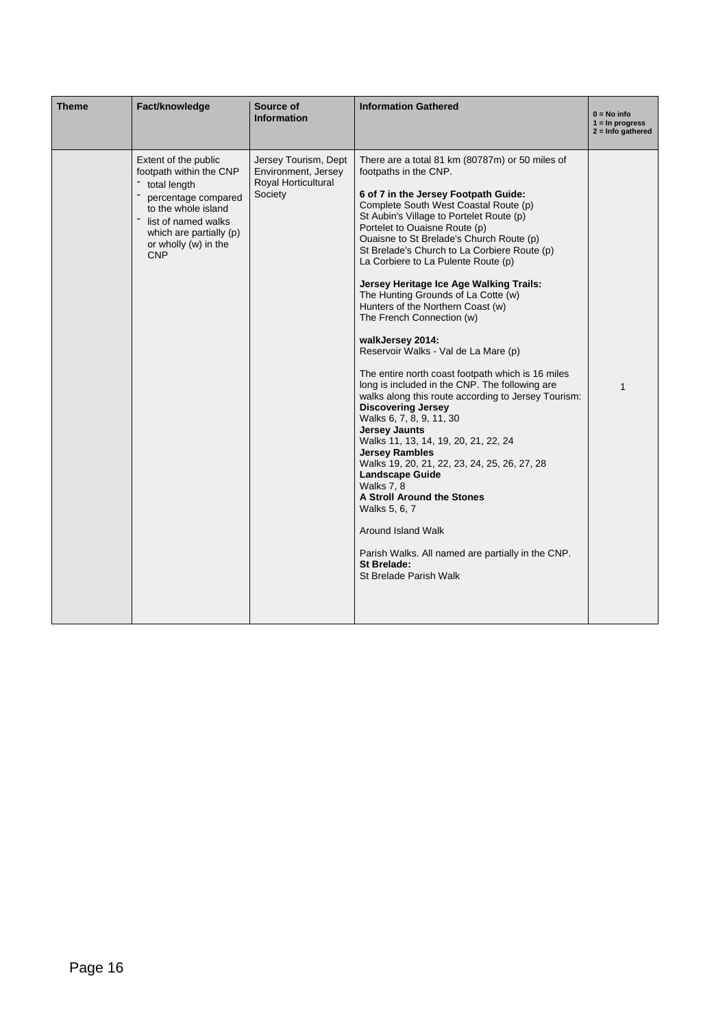| Theme | Fact/knowledge | Source of Information | Information Gathered | 0 = No info<br>1 = In progress<br>2 = Info gathered |
|---|---|---|---|---|
| | Extent of the public footpath within the CNP<br>- total length<br>- percentage compared to the whole island<br>- list of named walks which are partially (p) or wholly (w) in the CNP | Jersey Tourism, Dept Environment, Jersey Royal Horticultural Society | There are a total 81 km (80787m) or 50 miles of footpaths in the CNP.<br><br>**6 of 7 in the Jersey Footpath Guide:**<br>Complete South West Coastal Route (p)<br>St Aubin's Village to Portelet Route (p)<br>Portelet to Ouaisne Route (p)<br>Ouaisne to St Brelade's Church Route (p)<br>St Brelade's Church to La Corbiere Route (p)<br>La Corbiere to La Pulente Route (p)<br><br>**Jersey Heritage Ice Age Walking Trails:**<br>The Hunting Grounds of La Cotte (w)<br>Hunters of the Northern Coast (w)<br>The French Connection (w)<br><br>**walkJersey 2014:**<br>Reservoir Walks - Val de La Mare (p)<br><br>The entire north coast footpath which is 16 miles long is included in the CNP. The following are walks along this route according to Jersey Tourism:<br>**Discovering Jersey**<br>Walks 6, 7, 8, 9, 11, 30<br>**Jersey Jaunts**<br>Walks 11, 13, 14, 19, 20, 21, 22, 24<br>**Jersey Rambles**<br>Walks 19, 20, 21, 22, 23, 24, 25, 26, 27, 28<br>**Landscape Guide**<br>Walks 7, 8<br>**A Stroll Around the Stones**<br>Walks 5, 6, 7<br><br>Around Island Walk<br><br>Parish Walks. All named are partially in the CNP.<br>**St Brelade:**<br>St Brelade Parish Walk | 1 |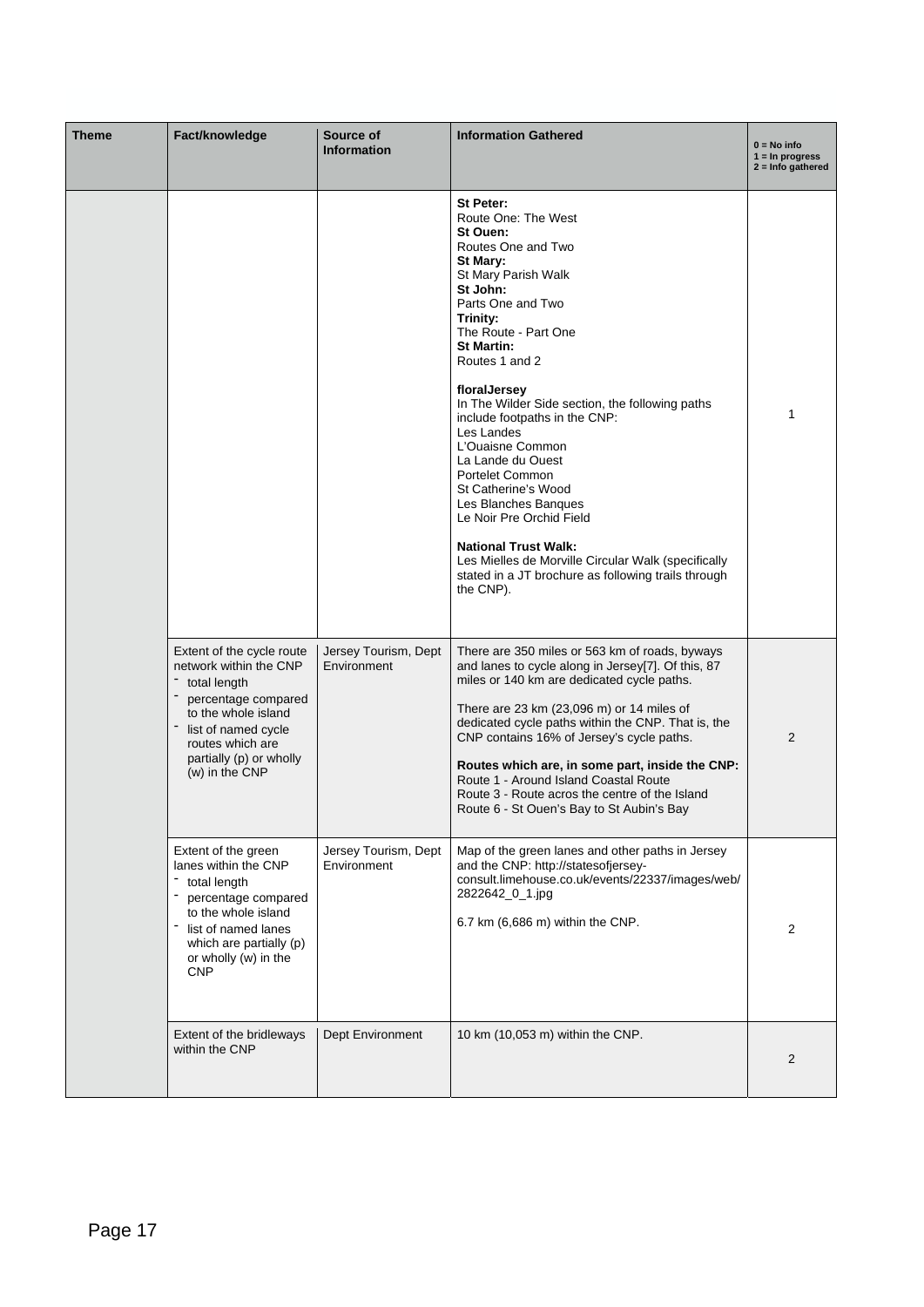| Theme | Fact/knowledge | Source of Information | Information Gathered | 0 = No info<br>1 = In progress<br>2 = Info gathered |
|---|---|---|---|---|
| | | | **St Peter:**<br>Route One: The West<br>**St Ouen:**<br>Routes One and Two<br>**St Mary:**<br>St Mary Parish Walk<br>**St John:**<br>Parts One and Two<br>**Trinity:**<br>The Route - Part One<br>**St Martin:**<br>Routes 1 and 2<br><br>**floralJersey**<br>In The Wilder Side section, the following paths include footpaths in the CNP:<br>Les Landes<br>L'Ouaisne Common<br>La Lande du Ouest<br>Portelet Common<br>St Catherine's Wood<br>Les Blanches Banques<br>Le Noir Pre Orchid Field<br><br>**National Trust Walk:**<br>Les Mielles de Morville Circular Walk (specifically stated in a JT brochure as following trails through the CNP). | 1 |
| | Extent of the cycle route network within the CNP<br>- total length<br>- percentage compared to the whole island<br>- list of named cycle routes which are partially (p) or wholly (w) in the CNP | Jersey Tourism, Dept Environment | There are 350 miles or 563 km of roads, byways and lanes to cycle along in Jersey[7]. Of this, 87 miles or 140 km are dedicated cycle paths.<br><br>There are 23 km (23,096 m) or 14 miles of dedicated cycle paths within the CNP. That is, the CNP contains 16% of Jersey's cycle paths.<br><br>**Routes which are, in some part, inside the CNP:**<br>Route 1 - Around Island Coastal Route<br>Route 3 - Route acros the centre of the Island<br>Route 6 - St Ouen's Bay to St Aubin's Bay | 2 |
| | Extent of the green lanes within the CNP<br>- total length<br>- percentage compared to the whole island<br>- list of named lanes which are partially (p) or wholly (w) in the CNP | Jersey Tourism, Dept Environment | Map of the green lanes and other paths in Jersey and the CNP: http://statesofjersey-consult.limehouse.co.uk/events/22337/images/web/2822642_0_1.jpg<br><br>6.7 km (6,686 m) within the CNP. | 2 |
| | Extent of the bridleways within the CNP | Dept Environment | 10 km (10,053 m) within the CNP. | 2 |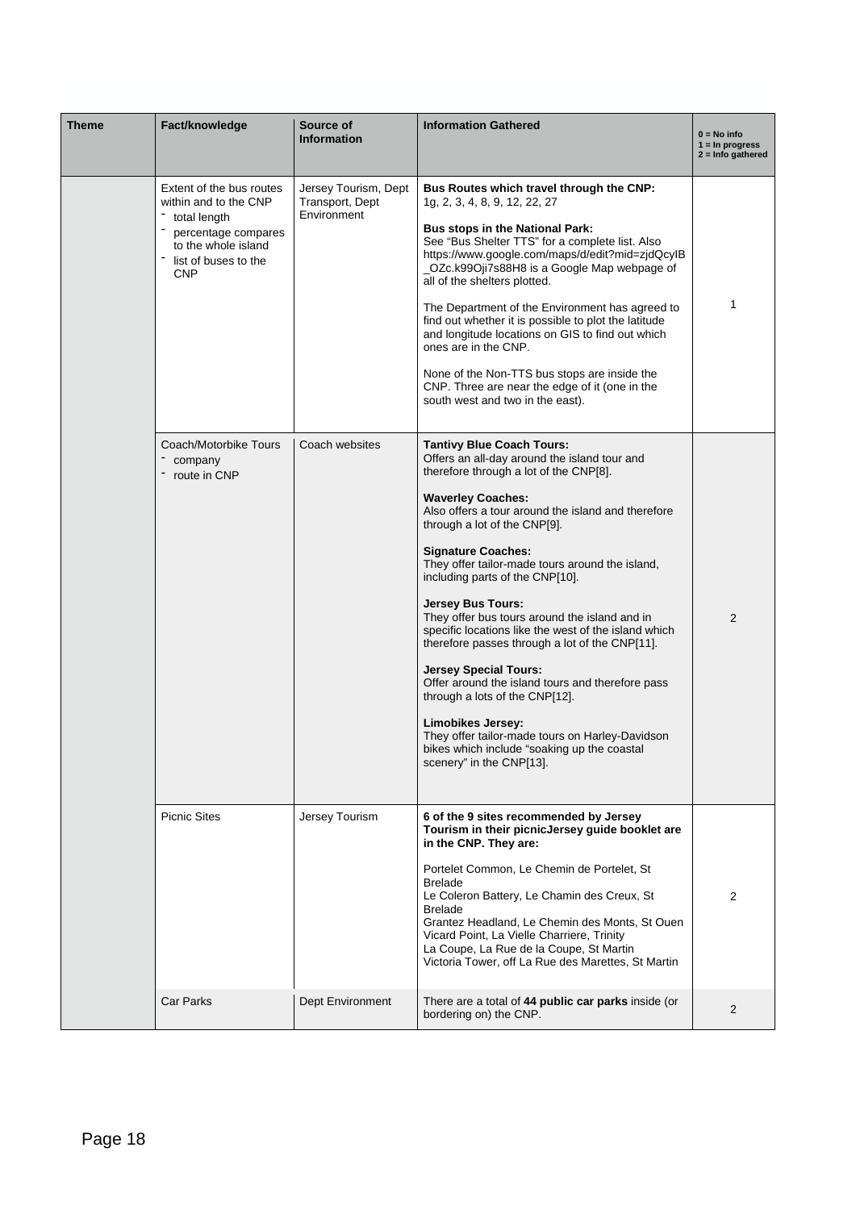| Theme | Fact/knowledge | Source of Information | Information Gathered | 0 = No info<br>1 = In progress<br>2 = Info gathered |
|---|---|---|---|---|
| | Extent of the bus routes within and to the CNP<br>- total length<br>- percentage compares to the whole island<br>- list of buses to the CNP | Jersey Tourism, Dept Transport, Dept Environment | **Bus Routes which travel through the CNP:**<br>1g, 2, 3, 4, 8, 9, 12, 22, 27<br><br>**Bus stops in the National Park:**<br>See "Bus Shelter TTS" for a complete list. Also https://www.google.com/maps/d/edit?mid=zjdQcyIB_OZc.k99Oji7s88H8 is a Google Map webpage of all of the shelters plotted.<br><br>The Department of the Environment has agreed to find out whether it is possible to plot the latitude and longitude locations on GIS to find out which ones are in the CNP.<br><br>None of the Non-TTS bus stops are inside the CNP. Three are near the edge of it (one in the south west and two in the east). | 1 |
| | Coach/Motorbike Tours<br>- company<br>- route in CNP | Coach websites | **Tantivy Blue Coach Tours:**<br>Offers an all-day around the island tour and therefore through a lot of the CNP[8].<br><br>**Waverley Coaches:**<br>Also offers a tour around the island and therefore through a lot of the CNP[9].<br><br>**Signature Coaches:**<br>They offer tailor-made tours around the island, including parts of the CNP[10].<br><br>**Jersey Bus Tours:**<br>They offer bus tours around the island and in specific locations like the west of the island which therefore passes through a lot of the CNP[11].<br><br>**Jersey Special Tours:**<br>Offer around the island tours and therefore pass through a lots of the CNP[12].<br><br>**Limobikes Jersey:**<br>They offer tailor-made tours on Harley-Davidson bikes which include "soaking up the coastal scenery" in the CNP[13]. | 2 |
| | Picnic Sites | Jersey Tourism | **6 of the 9 sites recommended by Jersey Tourism in their picnicJersey guide booklet are in the CNP. They are:**<br><br>Portelet Common, Le Chemin de Portelet, St Brelade<br>Le Coleron Battery, Le Chamin des Creux, St Brelade<br>Grantez Headland, Le Chemin des Monts, St Ouen<br>Vicard Point, La Vielle Charriere, Trinity<br>La Coupe, La Rue de la Coupe, St Martin<br>Victoria Tower, off La Rue des Marettes, St Martin | 2 |
| | Car Parks | Dept Environment | There are a total of **44 public car parks** inside (or bordering on) the CNP. | 2 |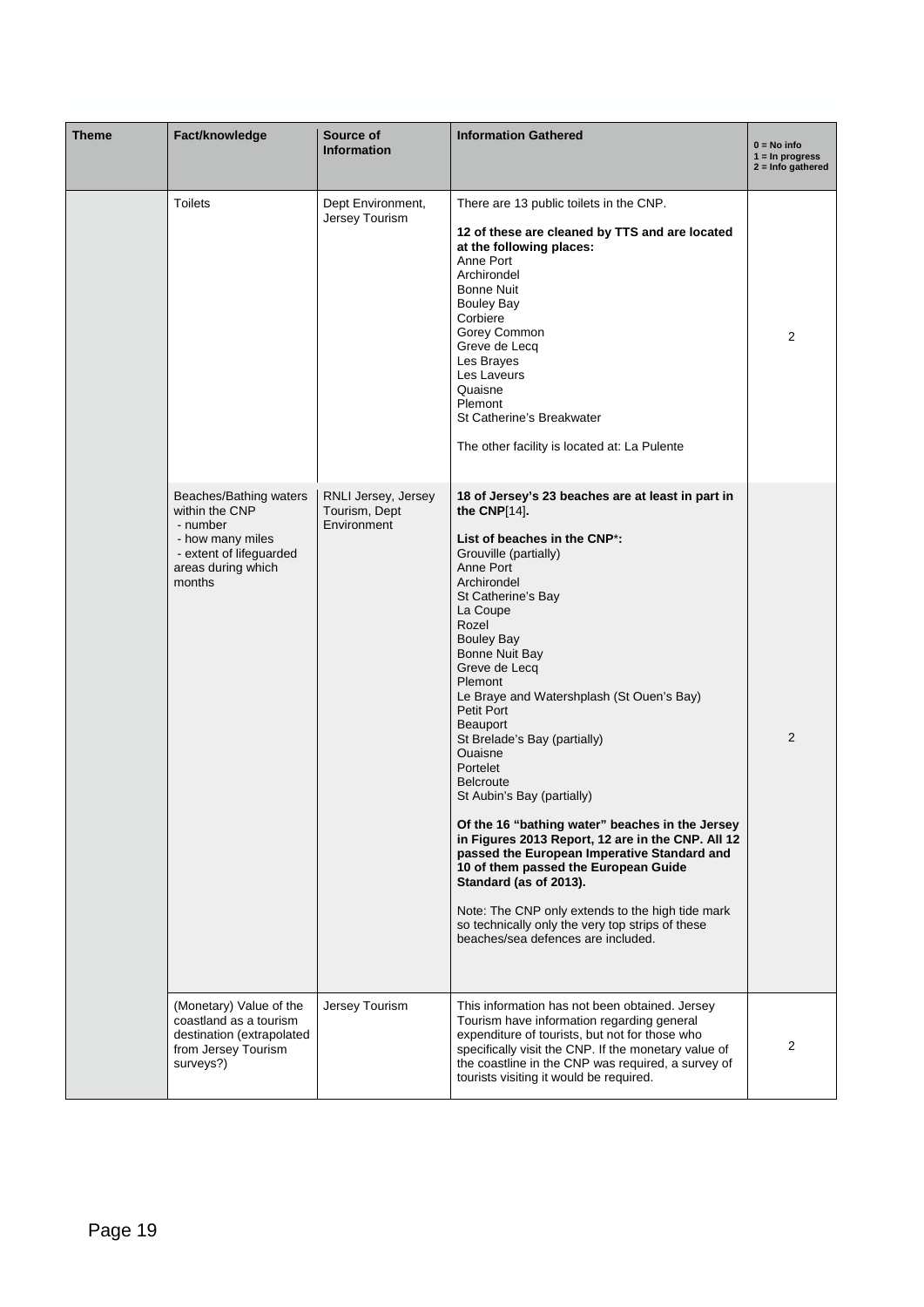| Theme | Fact/knowledge | Source of Information | Information Gathered | 0 = No info<br>1 = In progress<br>2 = Info gathered |
|---|---|---|---|---|
| | Toilets | Dept Environment, Jersey Tourism | There are 13 public toilets in the CNP.<br><br>**12 of these are cleaned by TTS and are located at the following places:**<br>Anne Port<br>Archirondel<br>Bonne Nuit<br>Bouley Bay<br>Corbiere<br>Gorey Common<br>Greve de Lecq<br>Les Brayes<br>Les Laveurs<br>Quaisne<br>Plemont<br>St Catherine's Breakwater<br><br>The other facility is located at: La Pulente | 2 |
| | Beaches/Bathing waters within the CNP<br>- number<br>- how many miles<br>- extent of lifeguarded areas during which months | RNLI Jersey, Jersey Tourism, Dept Environment | **18 of Jersey's 23 beaches are at least in part in the CNP**[14]**.**<br><br>**List of beaches in the CNP**\*:<br>Grouville (partially)<br>Anne Port<br>Archirondel<br>St Catherine's Bay<br>La Coupe<br>Rozel<br>Bouley Bay<br>Bonne Nuit Bay<br>Greve de Lecq<br>Plemont<br>Le Braye and Watershplash (St Ouen's Bay)<br>Petit Port<br>Beauport<br>St Brelade's Bay (partially)<br>Ouaisne<br>Portelet<br>Belcroute<br>St Aubin's Bay (partially)<br><br>**Of the 16 "bathing water" beaches in the Jersey in Figures 2013 Report, 12 are in the CNP. All 12 passed the European Imperative Standard and 10 of them passed the European Guide Standard (as of 2013).**<br><br>Note: The CNP only extends to the high tide mark so technically only the very top strips of these beaches/sea defences are included. | 2 |
| | (Monetary) Value of the coastland as a tourism destination (extrapolated from Jersey Tourism surveys?) | Jersey Tourism | This information has not been obtained. Jersey Tourism have information regarding general expenditure of tourists, but not for those who specifically visit the CNP. If the monetary value of the coastline in the CNP was required, a survey of tourists visiting it would be required. | 2 |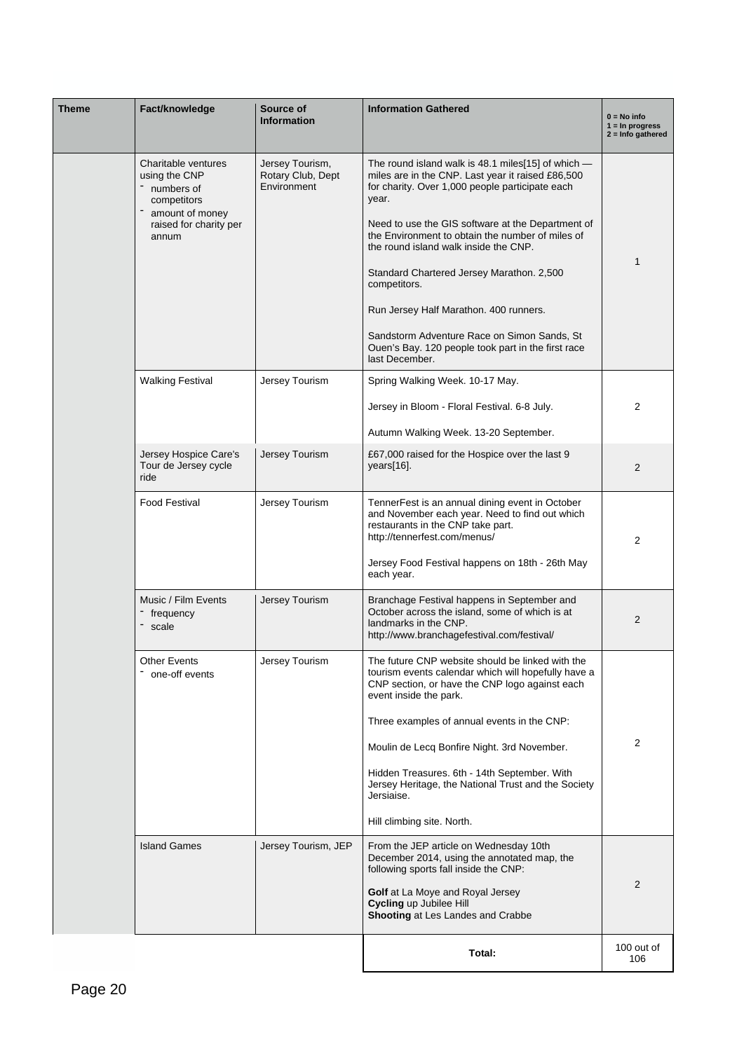| Theme | Fact/knowledge | Source of Information | Information Gathered | 0 = No info<br>1 = In progress<br>2 = Info gathered |
|---|---|---|---|---|
| | Charitable ventures using the CNP<br>- numbers of competitors<br>- amount of money raised for charity per annum | Jersey Tourism, Rotary Club, Dept Environment | The round island walk is 48.1 miles[15] of which — miles are in the CNP. Last year it raised £86,500 for charity. Over 1,000 people participate each year.<br><br>Need to use the GIS software at the Department of the Environment to obtain the number of miles of the round island walk inside the CNP.<br><br>Standard Chartered Jersey Marathon. 2,500 competitors.<br><br>Run Jersey Half Marathon. 400 runners.<br><br>Sandstorm Adventure Race on Simon Sands, St Ouen's Bay. 120 people took part in the first race last December. | 1 |
| | Walking Festival | Jersey Tourism | Spring Walking Week. 10-17 May.<br><br>Jersey in Bloom - Floral Festival. 6-8 July.<br><br>Autumn Walking Week. 13-20 September. | 2 |
| | Jersey Hospice Care's Tour de Jersey cycle ride | Jersey Tourism | £67,000 raised for the Hospice over the last 9 years[16]. | 2 |
| | Food Festival | Jersey Tourism | TennerFest is an annual dining event in October and November each year. Need to find out which restaurants in the CNP take part. http://tennerfest.com/menus/<br><br>Jersey Food Festival happens on 18th - 26th May each year. | 2 |
| | Music / Film Events<br>- frequency<br>- scale | Jersey Tourism | Branchage Festival happens in September and October across the island, some of which is at landmarks in the CNP. http://www.branchagefestival.com/festival/ | 2 |
| | Other Events<br>- one-off events | Jersey Tourism | The future CNP website should be linked with the tourism events calendar which will hopefully have a CNP section, or have the CNP logo against each event inside the park.<br><br>Three examples of annual events in the CNP:<br><br>Moulin de Lecq Bonfire Night. 3rd November.<br><br>Hidden Treasures. 6th - 14th September. With Jersey Heritage, the National Trust and the Society Jersiaise.<br><br>Hill climbing site. North. | 2 |
| | Island Games | Jersey Tourism, JEP | From the JEP article on Wednesday 10th December 2014, using the annotated map, the following sports fall inside the CNP:<br><br>**Golf** at La Moye and Royal Jersey<br>**Cycling** up Jubilee Hill<br>**Shooting** at Les Landes and Crabbe | 2 |
| | | | **Total:** | 100 out of 106 |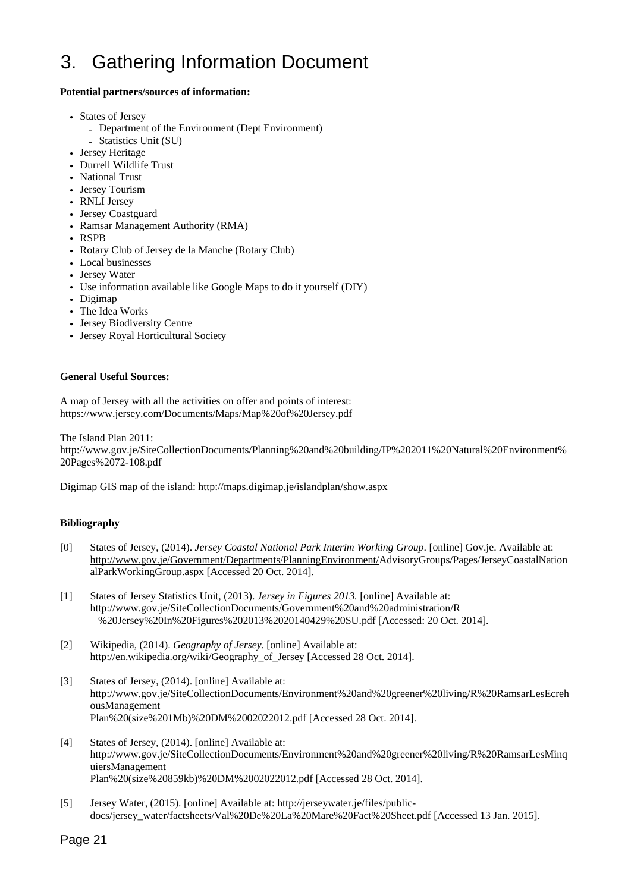# 3. Gathering Information Document

**Potential partners/sources of information:**

- States of Jersey
    - Department of the Environment (Dept Environment)
    - Statistics Unit (SU)
- Jersey Heritage
- Durrell Wildlife Trust
- National Trust
- Jersey Tourism
- RNLI Jersey
- Jersey Coastguard
- Ramsar Management Authority (RMA)
- RSPB
- Rotary Club of Jersey de la Manche (Rotary Club)
- Local businesses
- Jersey Water
- Use information available like Google Maps to do it yourself (DIY)
- Digimap
- The Idea Works
- Jersey Biodiversity Centre
- Jersey Royal Horticultural Society

**General Useful Sources:**

A map of Jersey with all the activities on offer and points of interest:
https://www.jersey.com/Documents/Maps/Map%20of%20Jersey.pdf

The Island Plan 2011:
http://www.gov.je/SiteCollectionDocuments/Planning%20and%20building/IP%202011%20Natural%20Environment%20Pages%2072-108.pdf

Digimap GIS map of the island: http://maps.digimap.je/islandplan/show.aspx

**Bibliography**

[0] States of Jersey, (2014). *Jersey Coastal National Park Interim Working Group*. [online] Gov.je. Available at: http://www.gov.je/Government/Departments/PlanningEnvironment/AdvisoryGroups/Pages/JerseyCoastalNationalParkWorkingGroup.aspx [Accessed 20 Oct. 2014].

[1] States of Jersey Statistics Unit, (2013). *Jersey in Figures 2013.* [online] Available at: http://www.gov.je/SiteCollectionDocuments/Government%20and%20administration/R%20Jersey%20In%20Figures%202013%2020140429%20SU.pdf [Accessed: 20 Oct. 2014].

[2] Wikipedia, (2014). *Geography of Jersey*. [online] Available at: http://en.wikipedia.org/wiki/Geography_of_Jersey [Accessed 28 Oct. 2014].

[3] States of Jersey, (2014). [online] Available at: http://www.gov.je/SiteCollectionDocuments/Environment%20and%20greener%20living/R%20RamsarLesEcrehousManagement Plan%20(size%201Mb)%20DM%2002022012.pdf [Accessed 28 Oct. 2014].

[4] States of Jersey, (2014). [online] Available at: http://www.gov.je/SiteCollectionDocuments/Environment%20and%20greener%20living/R%20RamsarLesMinquiersManagement Plan%20(size%20859kb)%20DM%2002022012.pdf [Accessed 28 Oct. 2014].

[5] Jersey Water, (2015). [online] Available at: http://jerseywater.je/files/public-docs/jersey_water/factsheets/Val%20De%20La%20Mare%20Fact%20Sheet.pdf [Accessed 13 Jan. 2015].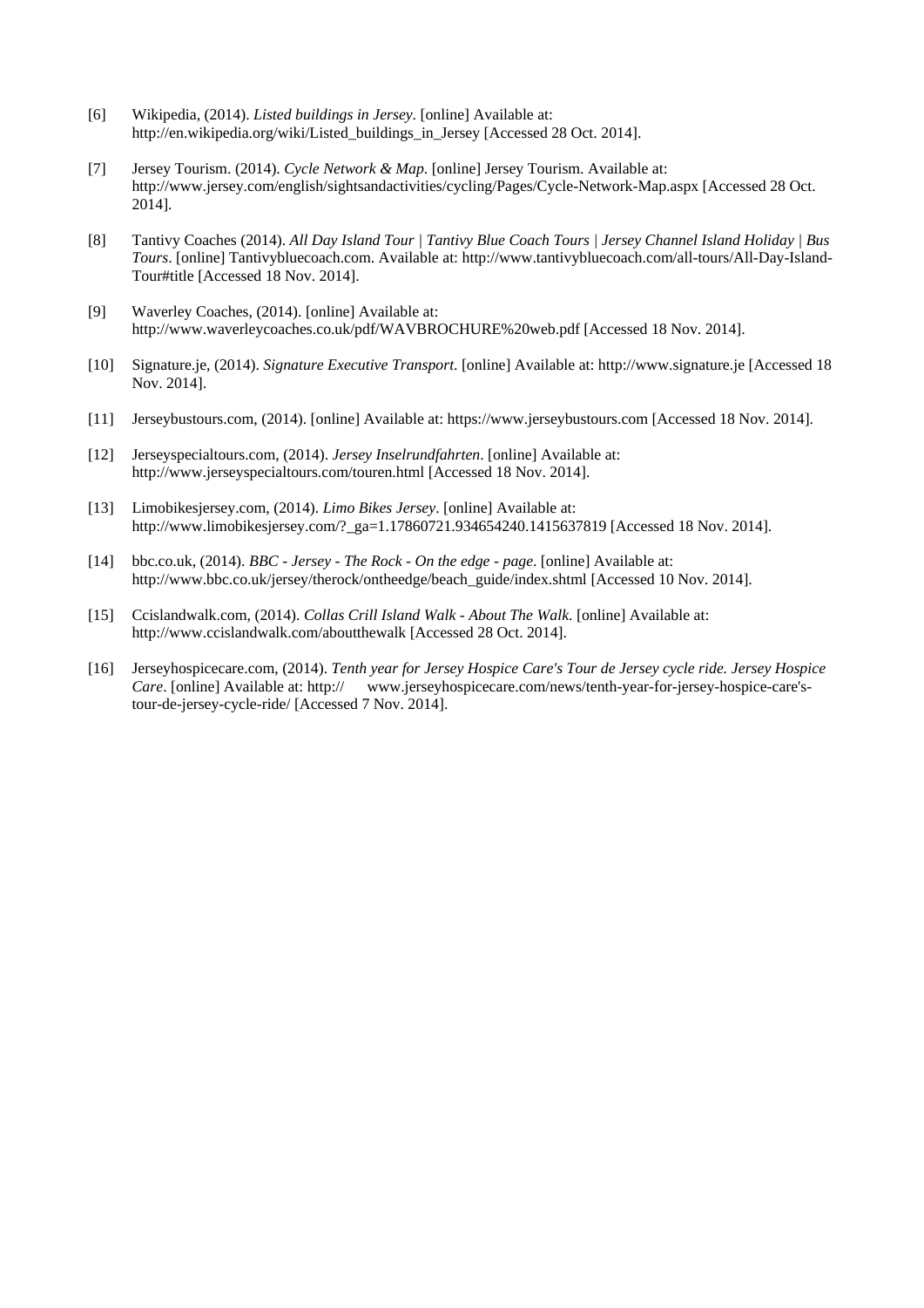[6] Wikipedia, (2014). *Listed buildings in Jersey*. [online] Available at: http://en.wikipedia.org/wiki/Listed_buildings_in_Jersey [Accessed 28 Oct. 2014].

[7] Jersey Tourism. (2014). *Cycle Network & Map*. [online] Jersey Tourism. Available at: http://www.jersey.com/english/sightsandactivities/cycling/Pages/Cycle-Network-Map.aspx [Accessed 28 Oct. 2014].

[8] Tantivy Coaches (2014). *All Day Island Tour | Tantivy Blue Coach Tours | Jersey Channel Island Holiday | Bus Tours*. [online] Tantivybluecoach.com. Available at: http://www.tantivybluecoach.com/all-tours/All-Day-Island-Tour#title [Accessed 18 Nov. 2014].

[9] Waverley Coaches, (2014). [online] Available at: http://www.waverleycoaches.co.uk/pdf/WAVBROCHURE%20web.pdf [Accessed 18 Nov. 2014].

[10] Signature.je, (2014). *Signature Executive Transport*. [online] Available at: http://www.signature.je [Accessed 18 Nov. 2014].

[11] Jerseybustours.com, (2014). [online] Available at: https://www.jerseybustours.com [Accessed 18 Nov. 2014].

[12] Jerseyspecialtours.com, (2014). *Jersey Inselrundfahrten*. [online] Available at: http://www.jerseyspecialtours.com/touren.html [Accessed 18 Nov. 2014].

[13] Limobikesjersey.com, (2014). *Limo Bikes Jersey*. [online] Available at: http://www.limobikesjersey.com/?_ga=1.17860721.934654240.1415637819 [Accessed 18 Nov. 2014].

[14] bbc.co.uk, (2014). *BBC - Jersey - The Rock - On the edge - page*. [online] Available at: http://www.bbc.co.uk/jersey/therock/ontheedge/beach_guide/index.shtml [Accessed 10 Nov. 2014].

[15] Ccislandwalk.com, (2014). *Collas Crill Island Walk - About The Walk*. [online] Available at: http://www.ccislandwalk.com/aboutthewalk [Accessed 28 Oct. 2014].

[16] Jerseyhospicecare.com, (2014). *Tenth year for Jersey Hospice Care's Tour de Jersey cycle ride. Jersey Hospice Care*. [online] Available at: http:// www.jerseyhospicecare.com/news/tenth-year-for-jersey-hospice-care's-tour-de-jersey-cycle-ride/ [Accessed 7 Nov. 2014].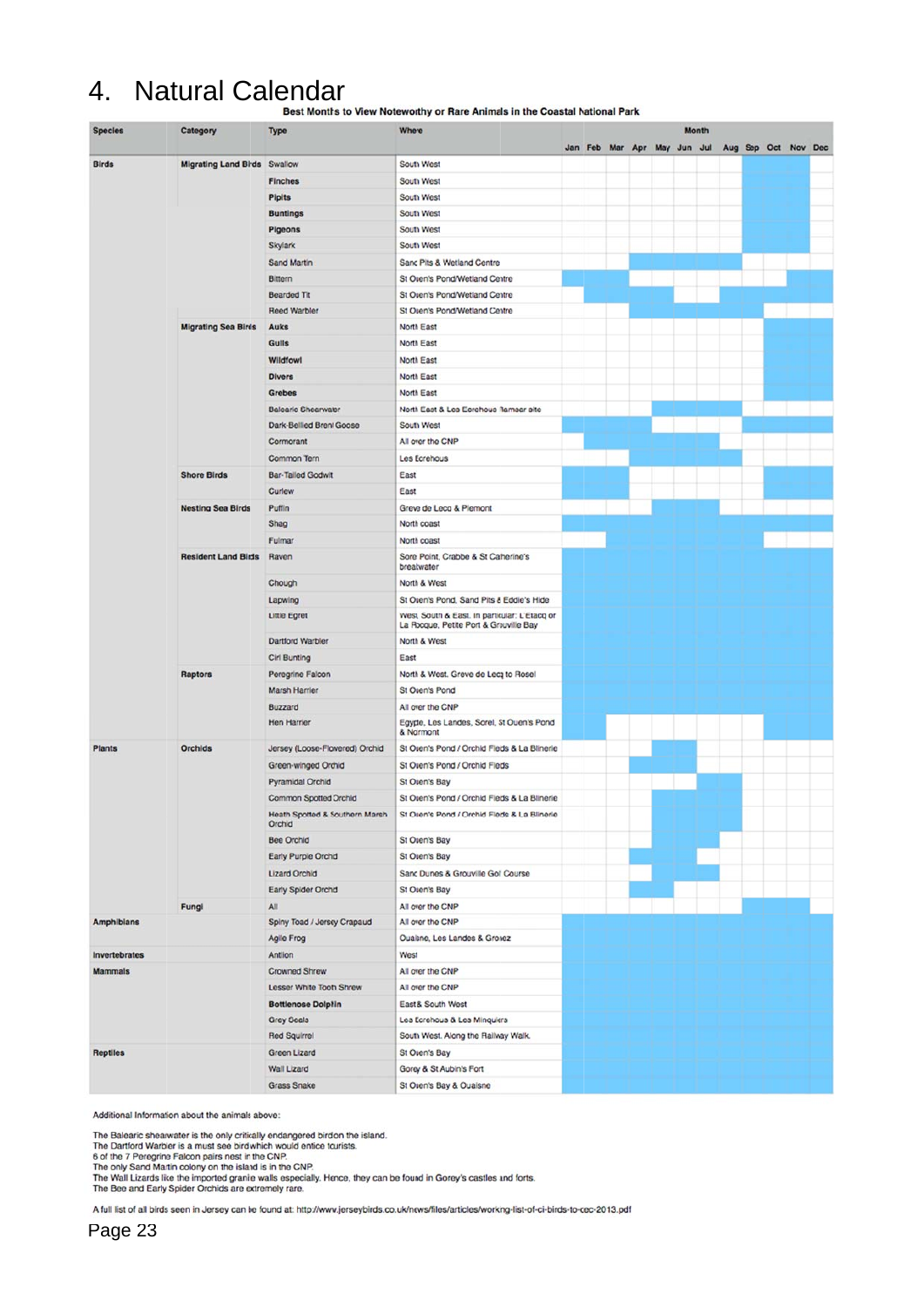# 4. Natural Calendar

**Best Months to View Noteworthy or Rare Animals in the Coastal National Park**

| Species | Category | Type | Where | Jan | Feb | Mar | Apr | May | Jun | Jul | Aug | Sep | Oct | Nov | Dec |
|---|---|---|---|---|---|---|---|---|---|---|---|---|---|---|---|
| **Birds** | **Migrating Land Birds** | Swallow | South West | | | | | | | | | X | X | X | |
| | | **Finches** | South West | | | | | | | | | X | X | X | |
| | | **Pipits** | South West | | | | | | | | | X | X | X | |
| | | **Buntings** | South West | | | | | | | | | X | X | X | |
| | | **Pigeons** | South West | | | | | | | | | X | X | X | |
| | | Skylark | South West | | | | | | | | | X | X | X | |
| | | Sand Martin | Sand Pits & Wetland Centre | | | | X | X | X | X | X | | | | |
| | | Bittern | St Ouen's Pond/Wetland Centre | X | X | X | | | | | | | X | X | X |
| | | Bearded Tit | St Ouen's Pond/Wetland Centre | X | X | X | | | | | | | X | X | X |
| | | Reed Warbler | St Ouen's Pond/Wetland Centre | | | | X | X | X | X | X | X | | | |
| | **Migrating Sea Birds** | **Auks** | North East | | | | | | | | | | X | X | X |
| | | **Gulls** | North East | | | | | | | | | | X | X | X |
| | | **Wildfowl** | North East | | | | | | | | | | X | X | X |
| | | **Divers** | North East | | | | | | | | | | X | X | X |
| | | **Grebes** | North East | | | | | | | | | | X | X | X |
| | | Balearic Shearwater | North East & Les Ecrehous Ramsar site | | | | | X | X | X | X | X | | | |
| | | Dark-Bellied Brent Goose | South West | X | X | X | | | | | | | X | X | X |
| | | Cormorant | All over the CNP | | X | X | X | X | X | X | X | X | X | X | X |
| | | Common Tern | Les Ecrehous | | | | X | X | X | X | X | | | | |
| | **Shore Birds** | Bar-Tailed Godwit | East | X | X | X | X | X | X | X | X | X | X | X | X |
| | | Curlew | East | X | X | X | X | X | X | X | X | X | X | X | X |
| | **Nesting Sea Birds** | Puffin | Greve de Lecq & Plemont | X | X | X | X | X | X | X | X | | | | |
| | | Shag | North coast | X | X | X | X | X | X | X | X | X | X | X | X |
| | | Fulmar | North coast | | | X | X | X | X | X | X | X | | | |
| | **Resident Land Birds** | Raven | Sorel Point, Grabbe & St Catherine's breakwater | X | X | X | X | X | X | X | X | X | X | X | X |
| | | Chough | North & West | X | X | X | X | X | X | X | X | X | X | X | X |
| | | Lapwing | St Ouen's Pond, Sand Pits & Eddie's Hide | X | X | X | X | X | X | X | X | X | X | X | X |
| | | Little Egret | West, South & East. In particular: L'Etacq or La Rocque, Petite Port & Grouville Bay | X | X | X | X | X | X | X | X | X | X | X | X |
| | | Dartford Warbler | North & West | X | X | X | X | X | X | X | X | X | X | X | X |
| | | Cirl Bunting | East | X | X | X | X | X | X | X | X | X | X | X | X |
| | **Raptors** | Peregrine Falcon | North & West. Greve de Lecq to Rosel | X | X | X | X | X | X | X | X | X | X | X | X |
| | | Marsh Harrier | St Ouen's Pond | X | X | X | X | X | X | X | X | X | X | X | X |
| | | Buzzard | All over the CNP | X | X | X | X | X | X | X | X | X | X | X | X |
| | | Hen Harrier | Egypte, Les Landes, Sorel, St Ouen's Pond & Normont | X | X | | | | | | | | | X | X |
| **Plants** | **Orchids** | Jersey (Loose-Flowered) Orchid | St Ouen's Pond / Orchid Fields & La Blinerie | | | | | X | X | | | | | | |
| | | Green-winged Orchid | St Ouen's Pond / Orchid Fields | | | | X | X | | | | | | | |
| | | Pyramidal Orchid | St Ouen's Bay | | | | | | X | X | | | | | |
| | | Common Spotted Orchid | St Ouen's Pond / Orchid Fields & La Blinerie | | | | | X | X | X | | | | | |
| | | Heath Spotted & Southern Marsh Orchid | St Ouen's Pond / Orchid Fields & La Blinerie | | | | | X | X | X | | | | | |
| | | Bee Orchid | St Ouen's Bay | | | | | X | X | X | | | | | |
| | | Early Purple Orchid | St Ouen's Bay | | | | X | X | | | | | | | |
| | | Lizard Orchid | Sand Dunes & Grouville Golf Course | | | | X | | | X | | | | | |
| | | Early Spider Orchid | St Ouen's Bay | | | | X | X | | | | | | | |
| | **Fungi** | All | All over the CNP | | | | | | | | | X | X | X | |
| **Amphibians** | | Spiny Toad / Jersey Crapaud | All over the CNP | X | X | X | X | X | X | X | X | X | X | X | X |
| | | Agile Frog | Ouaisne, Les Landes & Grouez | X | X | X | X | X | X | X | X | X | X | X | X |
| **Invertebrates** | | Antlion | West | X | X | X | X | X | X | X | X | X | X | X | X |
| **Mammals** | | Crowned Shrew | All over the CNP | X | X | X | X | X | X | X | X | X | X | X | X |
| | | Lesser White Tooth Shrew | All over the CNP | X | X | X | X | X | X | X | X | X | X | X | X |
| | | **Bottlenose Dolphin** | East & South West | X | X | X | X | X | X | X | X | X | X | X | X |
| | | Grey Seals | Les Ecrehous & Les Minquiers | X | X | X | X | X | X | X | X | X | X | X | X |
| | | Red Squirrel | South West. Along the Railway Walk | X | X | X | X | X | X | X | X | X | X | X | X |
| **Reptiles** | | Green Lizard | St Ouen's Bay | X | X | X | X | X | X | X | X | X | X | X | X |
| | | Wall Lizard | Gorey & St Aubin's Fort | X | X | X | X | X | X | X | X | X | X | X | X |
| | | Grass Snake | St Ouen's Bay & Ouaisne | X | X | X | X | X | X | X | X | X | X | X | X |

Additional Information about the animals above:

The Balearic shearwater is the only critically endangered birdon the island.
The Dartford Warbler is a must see birdwhich would entice tourists.
6 of the 7 Peregrine Falcon pairs nest in the CNP.
The only Sand Martin colony on the island is in the CNP.
The Wall Lizards like the imported granite walls especially. Hence, they can be found in Gorey's castles and forts.
The Bee and Early Spider Orchids are extremely rare.

A full list of all birds seen in Jersey can be found at: http://www.jerseybirds.co.uk/news/files/articles/working-list-of-ci-birds-to-dec-2013.pdf